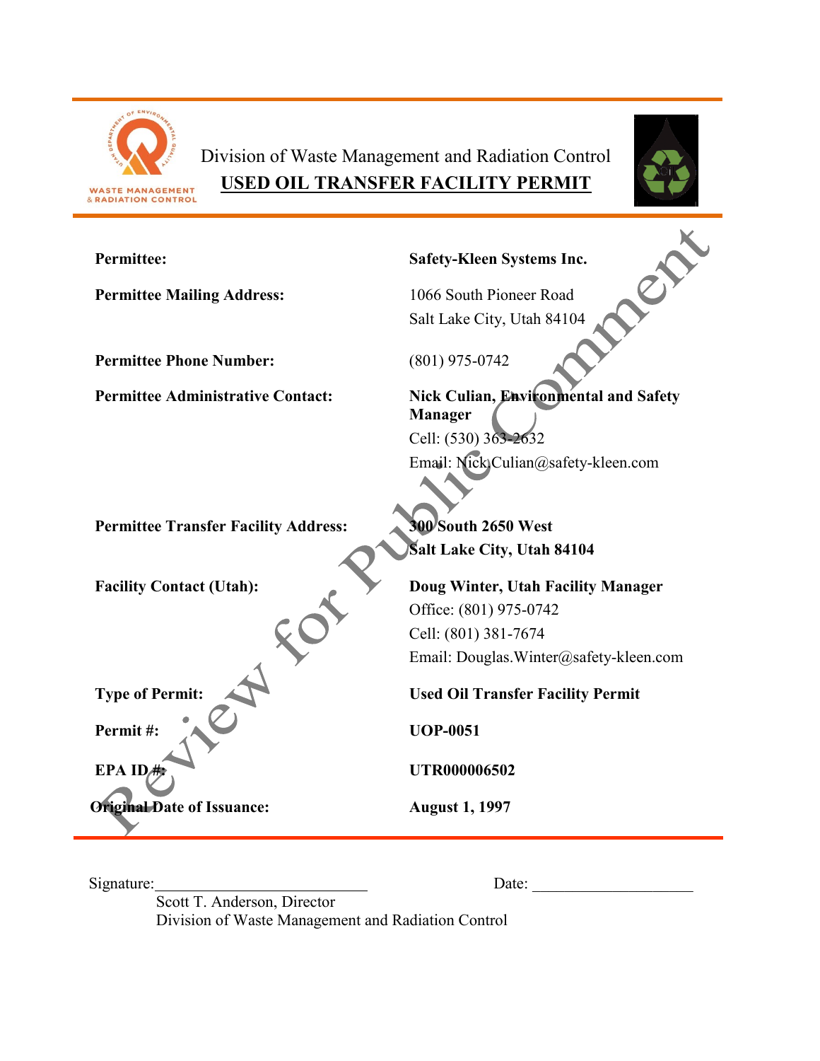Division of Waste Management and Radiation Control

# USED OIL TRANSFER FACILITY PERMIT

| | |
|---|---|
| **Permittee:** | **Safety-Kleen Systems Inc.** |
| **Permittee Mailing Address:** | 1066 South Pioneer Road<br>Salt Lake City, Utah 84104 |
| **Permittee Phone Number:** | (801) 975-0742 |
| **Permittee Administrative Contact:** | **Nick Culian, Environmental and Safety Manager**<br>Cell: (530) 363-2632<br>Email: Nick.Culian@safety-kleen.com |
| **Permittee Transfer Facility Address:** | **300 South 2650 West**<br>**Salt Lake City, Utah 84104** |
| **Facility Contact (Utah):** | **Doug Winter, Utah Facility Manager**<br>Office: (801) 975-0742<br>Cell: (801) 381-7674<br>Email: Douglas.Winter@safety-kleen.com |
| **Type of Permit:** | **Used Oil Transfer Facility Permit** |
| **Permit #:** | **UOP-0051** |
| **EPA ID #:** | **UTR000006502** |
| **Original Date of Issuance:** | **August 1, 1997** |

Review for Public Comment

Signature:___________________________ Date: ____________________

Scott T. Anderson, Director
Division of Waste Management and Radiation Control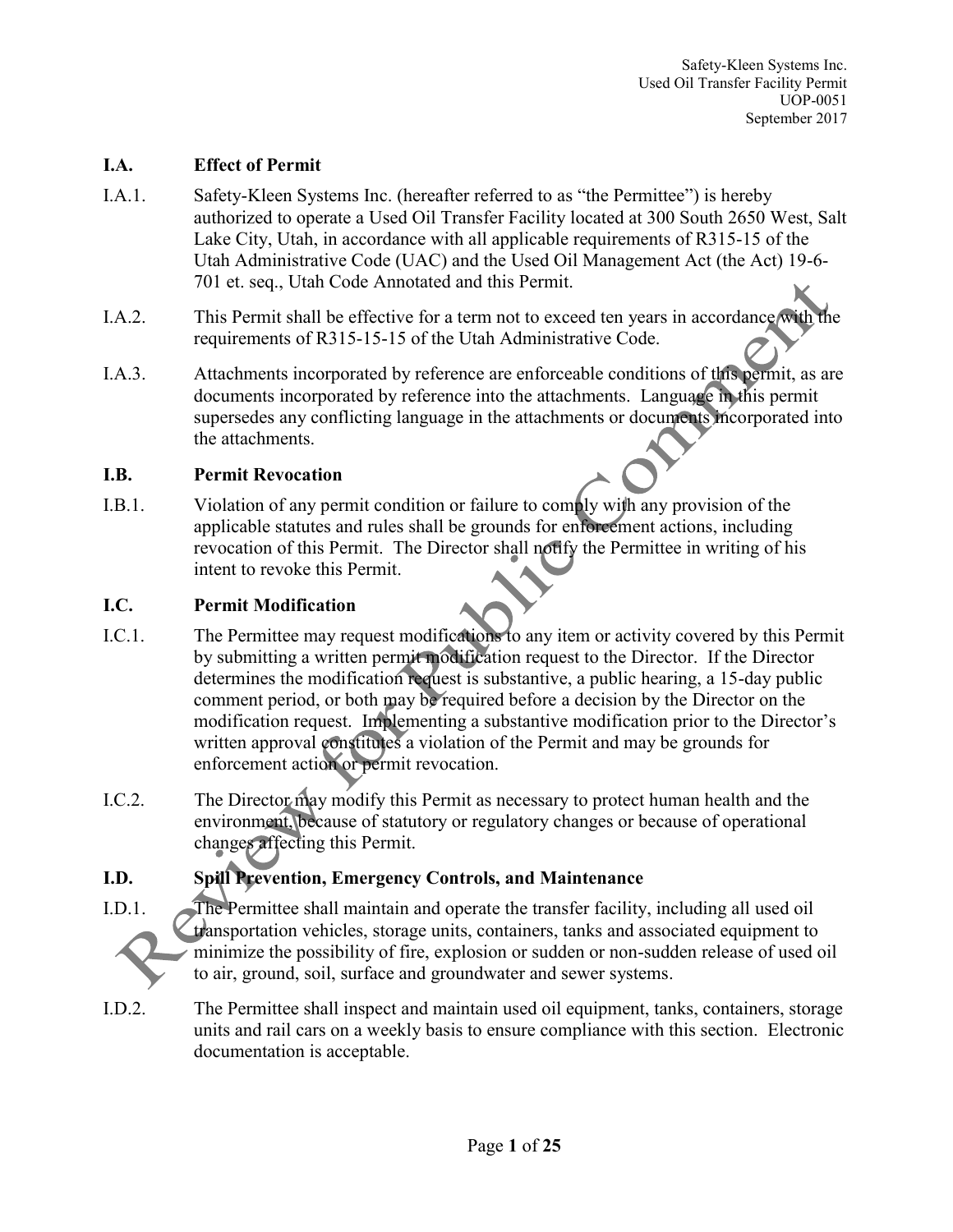## I.A. Effect of Permit

I.A.1. Safety-Kleen Systems Inc. (hereafter referred to as “the Permittee”) is hereby authorized to operate a Used Oil Transfer Facility located at 300 South 2650 West, Salt Lake City, Utah, in accordance with all applicable requirements of R315-15 of the Utah Administrative Code (UAC) and the Used Oil Management Act (the Act) 19-6-701 et. seq., Utah Code Annotated and this Permit.

I.A.2. This Permit shall be effective for a term not to exceed ten years in accordance with the requirements of R315-15-15 of the Utah Administrative Code.

I.A.3. Attachments incorporated by reference are enforceable conditions of this permit, as are documents incorporated by reference into the attachments. Language in this permit supersedes any conflicting language in the attachments or documents incorporated into the attachments.

## I.B. Permit Revocation

I.B.1. Violation of any permit condition or failure to comply with any provision of the applicable statutes and rules shall be grounds for enforcement actions, including revocation of this Permit. The Director shall notify the Permittee in writing of his intent to revoke this Permit.

## I.C. Permit Modification

I.C.1. The Permittee may request modifications to any item or activity covered by this Permit by submitting a written permit modification request to the Director. If the Director determines the modification request is substantive, a public hearing, a 15-day public comment period, or both may be required before a decision by the Director on the modification request. Implementing a substantive modification prior to the Director’s written approval constitutes a violation of the Permit and may be grounds for enforcement action or permit revocation.

I.C.2. The Director may modify this Permit as necessary to protect human health and the environment, because of statutory or regulatory changes or because of operational changes affecting this Permit.

## I.D. Spill Prevention, Emergency Controls, and Maintenance

I.D.1. The Permittee shall maintain and operate the transfer facility, including all used oil transportation vehicles, storage units, containers, tanks and associated equipment to minimize the possibility of fire, explosion or sudden or non-sudden release of used oil to air, ground, soil, surface and groundwater and sewer systems.

I.D.2. The Permittee shall inspect and maintain used oil equipment, tanks, containers, storage units and rail cars on a weekly basis to ensure compliance with this section. Electronic documentation is acceptable.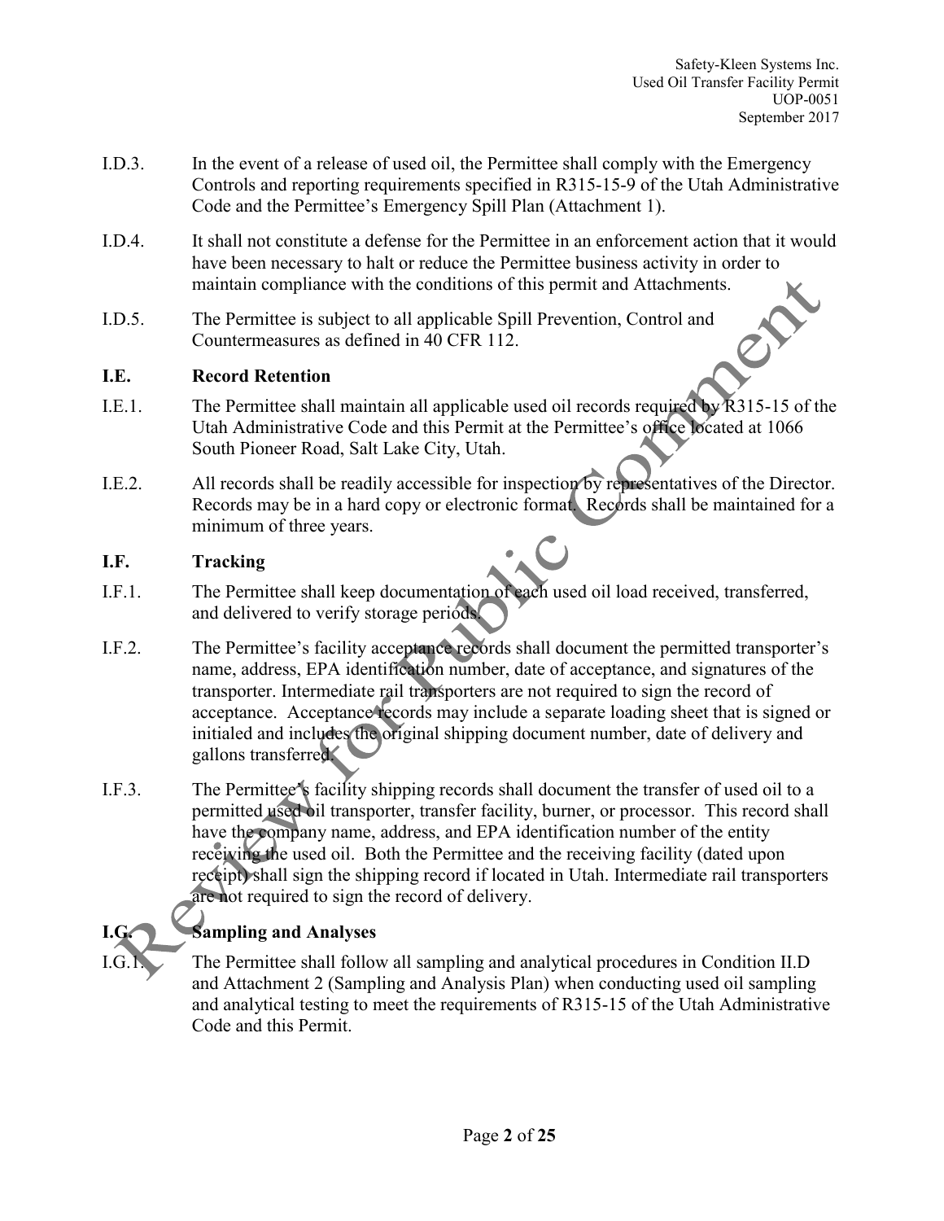I.D.3. In the event of a release of used oil, the Permittee shall comply with the Emergency Controls and reporting requirements specified in R315-15-9 of the Utah Administrative Code and the Permittee's Emergency Spill Plan (Attachment 1).

I.D.4. It shall not constitute a defense for the Permittee in an enforcement action that it would have been necessary to halt or reduce the Permittee business activity in order to maintain compliance with the conditions of this permit and Attachments.

I.D.5. The Permittee is subject to all applicable Spill Prevention, Control and Countermeasures as defined in 40 CFR 112.

## I.E. Record Retention

I.E.1. The Permittee shall maintain all applicable used oil records required by R315-15 of the Utah Administrative Code and this Permit at the Permittee's office located at 1066 South Pioneer Road, Salt Lake City, Utah.

I.E.2. All records shall be readily accessible for inspection by representatives of the Director. Records may be in a hard copy or electronic format. Records shall be maintained for a minimum of three years.

## I.F. Tracking

I.F.1. The Permittee shall keep documentation of each used oil load received, transferred, and delivered to verify storage periods.

I.F.2. The Permittee's facility acceptance records shall document the permitted transporter's name, address, EPA identification number, date of acceptance, and signatures of the transporter. Intermediate rail transporters are not required to sign the record of acceptance. Acceptance records may include a separate loading sheet that is signed or initialed and includes the original shipping document number, date of delivery and gallons transferred.

I.F.3. The Permittee's facility shipping records shall document the transfer of used oil to a permitted used oil transporter, transfer facility, burner, or processor. This record shall have the company name, address, and EPA identification number of the entity receiving the used oil. Both the Permittee and the receiving facility (dated upon receipt) shall sign the shipping record if located in Utah. Intermediate rail transporters are not required to sign the record of delivery.

## I.G. Sampling and Analyses

I.G.1. The Permittee shall follow all sampling and analytical procedures in Condition II.D and Attachment 2 (Sampling and Analysis Plan) when conducting used oil sampling and analytical testing to meet the requirements of R315-15 of the Utah Administrative Code and this Permit.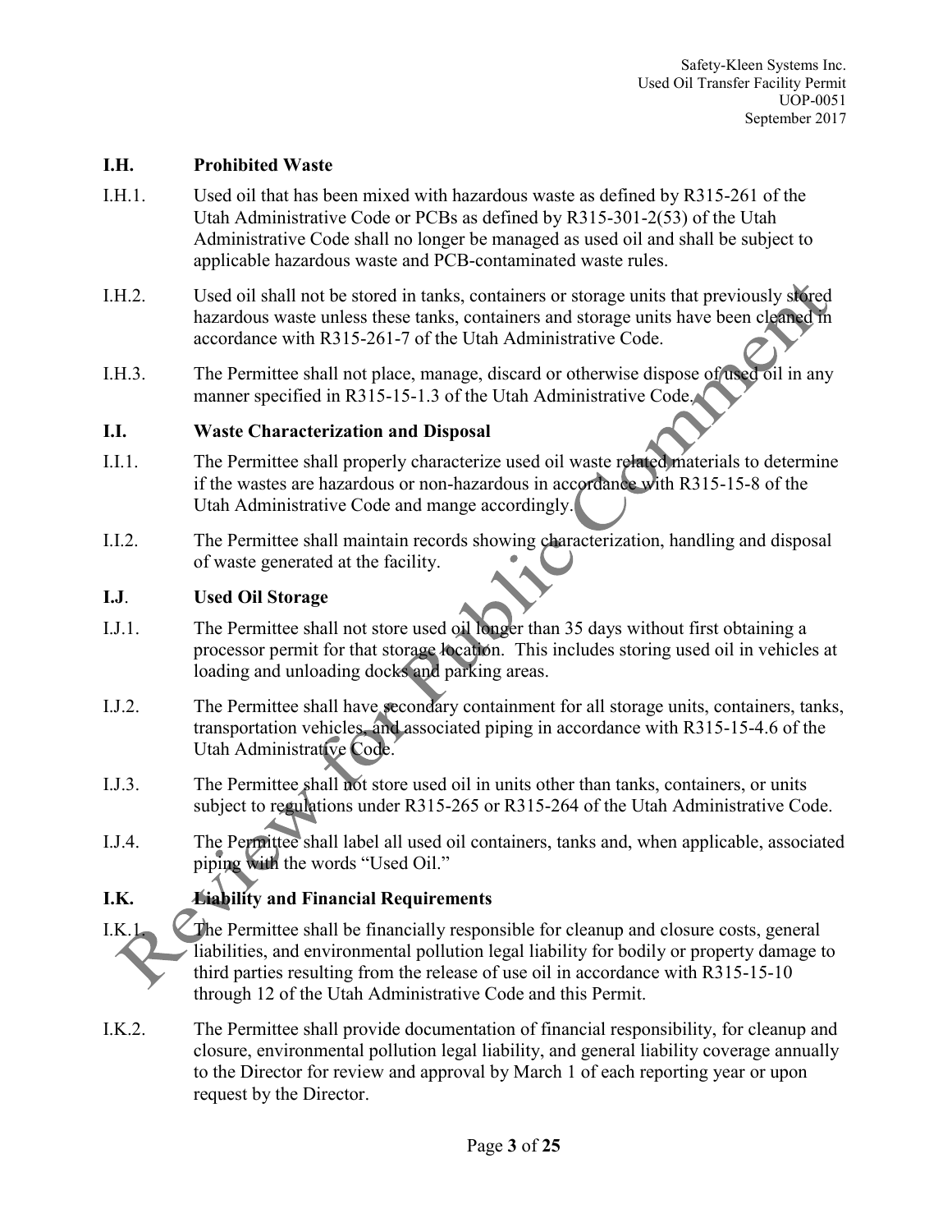### I.H. Prohibited Waste

I.H.1. Used oil that has been mixed with hazardous waste as defined by R315-261 of the Utah Administrative Code or PCBs as defined by R315-301-2(53) of the Utah Administrative Code shall no longer be managed as used oil and shall be subject to applicable hazardous waste and PCB-contaminated waste rules.

I.H.2. Used oil shall not be stored in tanks, containers or storage units that previously stored hazardous waste unless these tanks, containers and storage units have been cleaned in accordance with R315-261-7 of the Utah Administrative Code.

I.H.3. The Permittee shall not place, manage, discard or otherwise dispose of used oil in any manner specified in R315-15-1.3 of the Utah Administrative Code.

### I.I. Waste Characterization and Disposal

I.I.1. The Permittee shall properly characterize used oil waste related materials to determine if the wastes are hazardous or non-hazardous in accordance with R315-15-8 of the Utah Administrative Code and mange accordingly.

I.I.2. The Permittee shall maintain records showing characterization, handling and disposal of waste generated at the facility.

### I.J. Used Oil Storage

I.J.1. The Permittee shall not store used oil longer than 35 days without first obtaining a processor permit for that storage location. This includes storing used oil in vehicles at loading and unloading docks and parking areas.

I.J.2. The Permittee shall have secondary containment for all storage units, containers, tanks, transportation vehicles, and associated piping in accordance with R315-15-4.6 of the Utah Administrative Code.

I.J.3. The Permittee shall not store used oil in units other than tanks, containers, or units subject to regulations under R315-265 or R315-264 of the Utah Administrative Code.

I.J.4. The Permittee shall label all used oil containers, tanks and, when applicable, associated piping with the words "Used Oil."

### I.K. Liability and Financial Requirements

I.K.1. The Permittee shall be financially responsible for cleanup and closure costs, general liabilities, and environmental pollution legal liability for bodily or property damage to third parties resulting from the release of use oil in accordance with R315-15-10 through 12 of the Utah Administrative Code and this Permit.

I.K.2. The Permittee shall provide documentation of financial responsibility, for cleanup and closure, environmental pollution legal liability, and general liability coverage annually to the Director for review and approval by March 1 of each reporting year or upon request by the Director.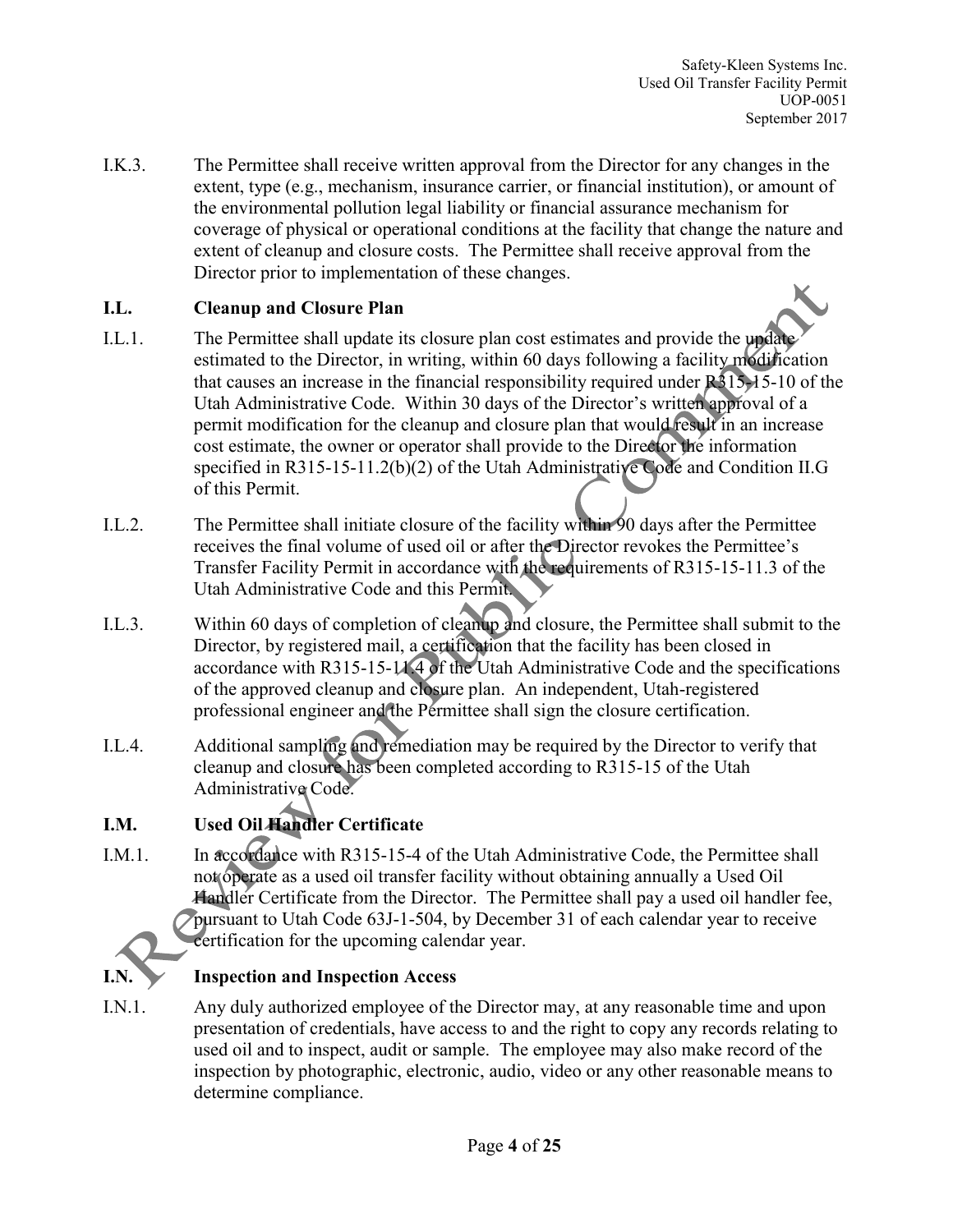I.K.3. The Permittee shall receive written approval from the Director for any changes in the extent, type (e.g., mechanism, insurance carrier, or financial institution), or amount of the environmental pollution legal liability or financial assurance mechanism for coverage of physical or operational conditions at the facility that change the nature and extent of cleanup and closure costs. The Permittee shall receive approval from the Director prior to implementation of these changes.

### I.L. Cleanup and Closure Plan

I.L.1. The Permittee shall update its closure plan cost estimates and provide the update estimated to the Director, in writing, within 60 days following a facility modification that causes an increase in the financial responsibility required under R315-15-10 of the Utah Administrative Code. Within 30 days of the Director's written approval of a permit modification for the cleanup and closure plan that would result in an increase cost estimate, the owner or operator shall provide to the Director the information specified in R315-15-11.2(b)(2) of the Utah Administrative Code and Condition II.G of this Permit.

I.L.2. The Permittee shall initiate closure of the facility within 90 days after the Permittee receives the final volume of used oil or after the Director revokes the Permittee's Transfer Facility Permit in accordance with the requirements of R315-15-11.3 of the Utah Administrative Code and this Permit.

I.L.3. Within 60 days of completion of cleanup and closure, the Permittee shall submit to the Director, by registered mail, a certification that the facility has been closed in accordance with R315-15-11.4 of the Utah Administrative Code and the specifications of the approved cleanup and closure plan. An independent, Utah-registered professional engineer and the Permittee shall sign the closure certification.

I.L.4. Additional sampling and remediation may be required by the Director to verify that cleanup and closure has been completed according to R315-15 of the Utah Administrative Code.

### I.M. Used Oil Handler Certificate

I.M.1. In accordance with R315-15-4 of the Utah Administrative Code, the Permittee shall not operate as a used oil transfer facility without obtaining annually a Used Oil Handler Certificate from the Director. The Permittee shall pay a used oil handler fee, pursuant to Utah Code 63J-1-504, by December 31 of each calendar year to receive certification for the upcoming calendar year.

### I.N. Inspection and Inspection Access

I.N.1. Any duly authorized employee of the Director may, at any reasonable time and upon presentation of credentials, have access to and the right to copy any records relating to used oil and to inspect, audit or sample. The employee may also make record of the inspection by photographic, electronic, audio, video or any other reasonable means to determine compliance.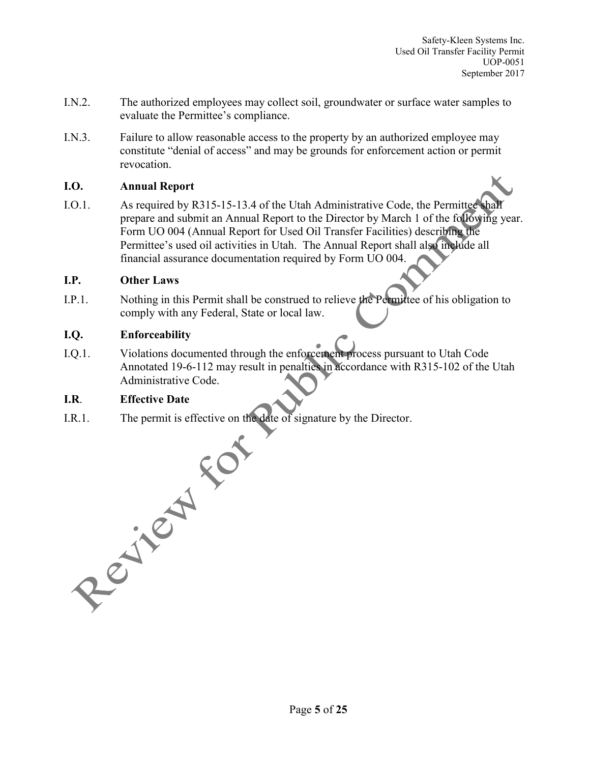I.N.2. The authorized employees may collect soil, groundwater or surface water samples to evaluate the Permittee's compliance.

I.N.3. Failure to allow reasonable access to the property by an authorized employee may constitute "denial of access" and may be grounds for enforcement action or permit revocation.

**I.O. Annual Report**

I.O.1. As required by R315-15-13.4 of the Utah Administrative Code, the Permittee shall prepare and submit an Annual Report to the Director by March 1 of the following year. Form UO 004 (Annual Report for Used Oil Transfer Facilities) describing the Permittee's used oil activities in Utah. The Annual Report shall also include all financial assurance documentation required by Form UO 004.

**I.P. Other Laws**

I.P.1. Nothing in this Permit shall be construed to relieve the Permittee of his obligation to comply with any Federal, State or local law.

**I.Q. Enforceability**

I.Q.1. Violations documented through the enforcement process pursuant to Utah Code Annotated 19-6-112 may result in penalties in accordance with R315-102 of the Utah Administrative Code.

**I.R. Effective Date**

I.R.1. The permit is effective on the date of signature by the Director.

Review for Public Comment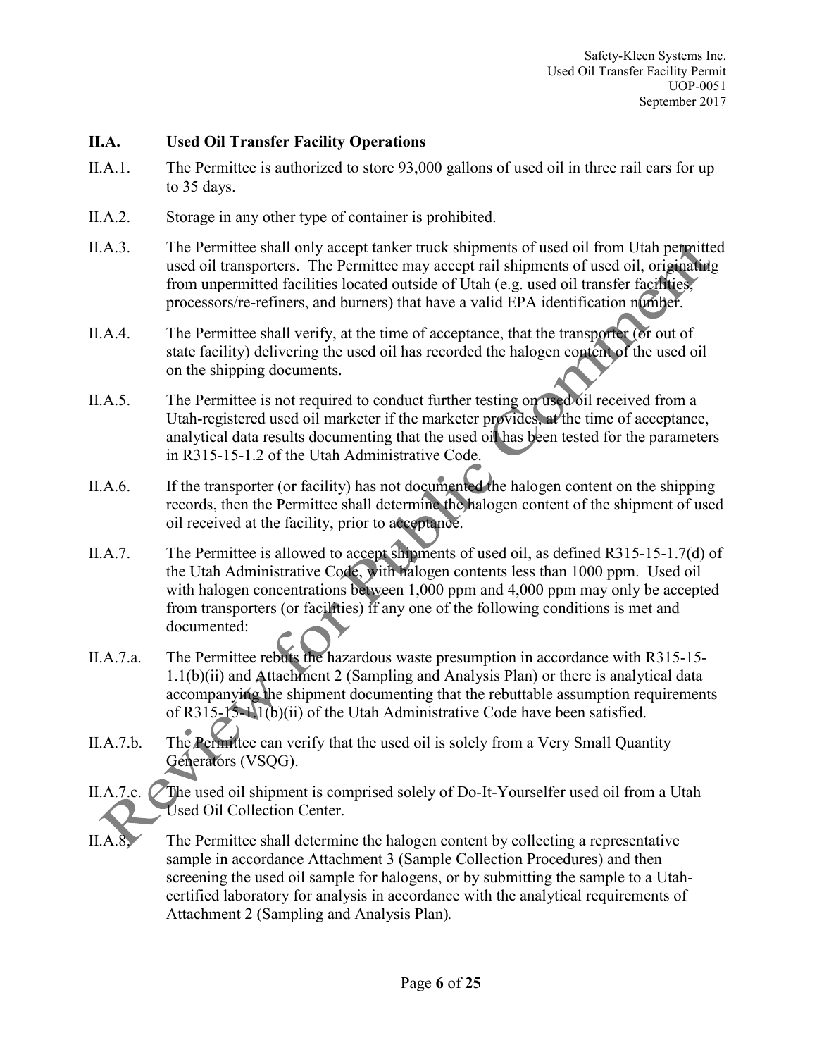## II.A. Used Oil Transfer Facility Operations

II.A.1. The Permittee is authorized to store 93,000 gallons of used oil in three rail cars for up to 35 days.

II.A.2. Storage in any other type of container is prohibited.

II.A.3. The Permittee shall only accept tanker truck shipments of used oil from Utah permitted used oil transporters. The Permittee may accept rail shipments of used oil, originating from unpermitted facilities located outside of Utah (e.g. used oil transfer facilities, processors/re-refiners, and burners) that have a valid EPA identification number.

II.A.4. The Permittee shall verify, at the time of acceptance, that the transporter (or out of state facility) delivering the used oil has recorded the halogen content of the used oil on the shipping documents.

II.A.5. The Permittee is not required to conduct further testing on used oil received from a Utah-registered used oil marketer if the marketer provides, at the time of acceptance, analytical data results documenting that the used oil has been tested for the parameters in R315-15-1.2 of the Utah Administrative Code.

II.A.6. If the transporter (or facility) has not documented the halogen content on the shipping records, then the Permittee shall determine the halogen content of the shipment of used oil received at the facility, prior to acceptance.

II.A.7. The Permittee is allowed to accept shipments of used oil, as defined R315-15-1.7(d) of the Utah Administrative Code, with halogen contents less than 1000 ppm. Used oil with halogen concentrations between 1,000 ppm and 4,000 ppm may only be accepted from transporters (or facilities) if any one of the following conditions is met and documented:

II.A.7.a. The Permittee rebuts the hazardous waste presumption in accordance with R315-15-1.1(b)(ii) and Attachment 2 (Sampling and Analysis Plan) or there is analytical data accompanying the shipment documenting that the rebuttable assumption requirements of R315-15-1.1(b)(ii) of the Utah Administrative Code have been satisfied.

II.A.7.b. The Permittee can verify that the used oil is solely from a Very Small Quantity Generators (VSQG).

II.A.7.c. The used oil shipment is comprised solely of Do-It-Yourselfer used oil from a Utah Used Oil Collection Center.

II.A.8. The Permittee shall determine the halogen content by collecting a representative sample in accordance Attachment 3 (Sample Collection Procedures) and then screening the used oil sample for halogens, or by submitting the sample to a Utah-certified laboratory for analysis in accordance with the analytical requirements of Attachment 2 (Sampling and Analysis Plan).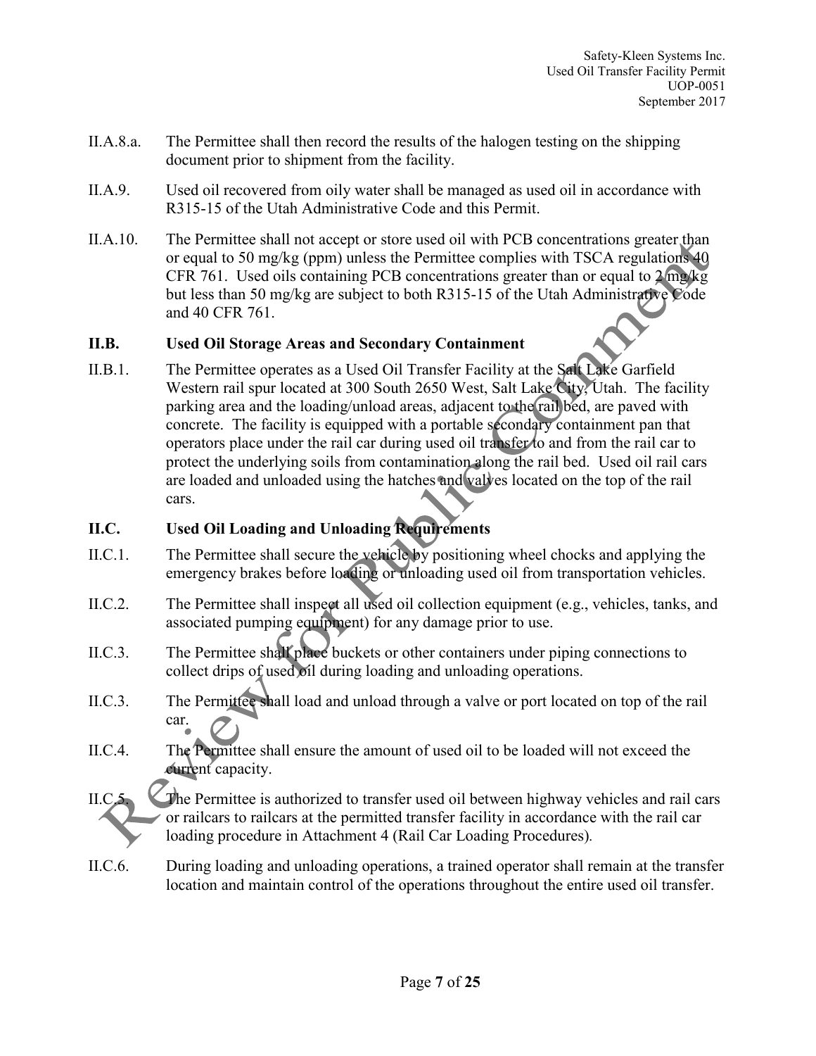II.A.8.a. The Permittee shall then record the results of the halogen testing on the shipping document prior to shipment from the facility.

II.A.9. Used oil recovered from oily water shall be managed as used oil in accordance with R315-15 of the Utah Administrative Code and this Permit.

II.A.10. The Permittee shall not accept or store used oil with PCB concentrations greater than or equal to 50 mg/kg (ppm) unless the Permittee complies with TSCA regulations 40 CFR 761. Used oils containing PCB concentrations greater than or equal to 2 mg/kg but less than 50 mg/kg are subject to both R315-15 of the Utah Administrative Code and 40 CFR 761.

## II.B. Used Oil Storage Areas and Secondary Containment

II.B.1. The Permittee operates as a Used Oil Transfer Facility at the Salt Lake Garfield Western rail spur located at 300 South 2650 West, Salt Lake City, Utah. The facility parking area and the loading/unload areas, adjacent to the rail bed, are paved with concrete. The facility is equipped with a portable secondary containment pan that operators place under the rail car during used oil transfer to and from the rail car to protect the underlying soils from contamination along the rail bed. Used oil rail cars are loaded and unloaded using the hatches and valves located on the top of the rail cars.

## II.C. Used Oil Loading and Unloading Requirements

II.C.1. The Permittee shall secure the vehicle by positioning wheel chocks and applying the emergency brakes before loading or unloading used oil from transportation vehicles.

II.C.2. The Permittee shall inspect all used oil collection equipment (e.g., vehicles, tanks, and associated pumping equipment) for any damage prior to use.

II.C.3. The Permittee shall place buckets or other containers under piping connections to collect drips of used oil during loading and unloading operations.

II.C.3. The Permittee shall load and unload through a valve or port located on top of the rail car.

II.C.4. The Permittee shall ensure the amount of used oil to be loaded will not exceed the current capacity.

II.C.5. The Permittee is authorized to transfer used oil between highway vehicles and rail cars or railcars to railcars at the permitted transfer facility in accordance with the rail car loading procedure in Attachment 4 (Rail Car Loading Procedures).

II.C.6. During loading and unloading operations, a trained operator shall remain at the transfer location and maintain control of the operations throughout the entire used oil transfer.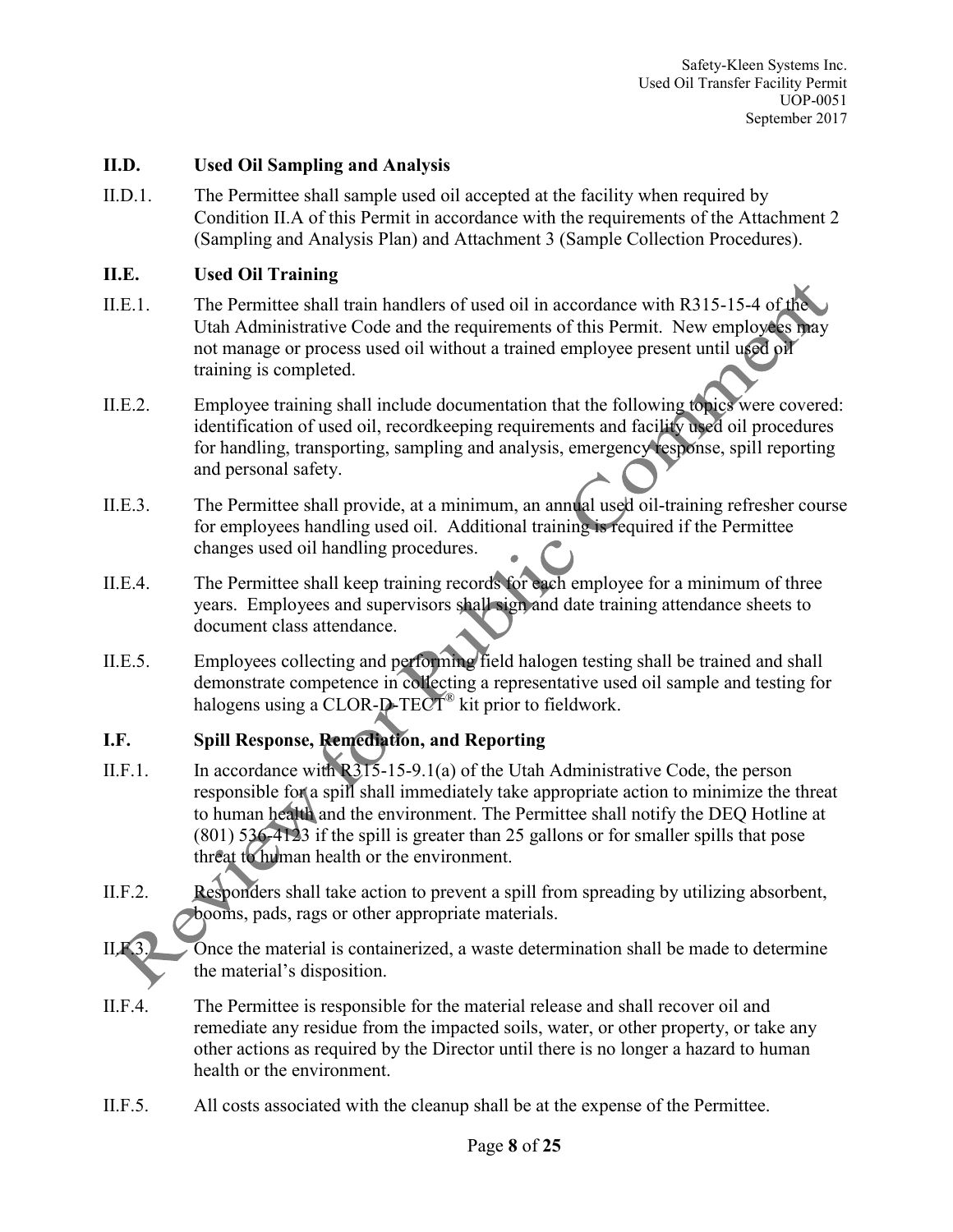### II.D. Used Oil Sampling and Analysis

II.D.1. The Permittee shall sample used oil accepted at the facility when required by Condition II.A of this Permit in accordance with the requirements of the Attachment 2 (Sampling and Analysis Plan) and Attachment 3 (Sample Collection Procedures).

### II.E. Used Oil Training

II.E.1. The Permittee shall train handlers of used oil in accordance with R315-15-4 of the Utah Administrative Code and the requirements of this Permit. New employees may not manage or process used oil without a trained employee present until used oil training is completed.

II.E.2. Employee training shall include documentation that the following topics were covered: identification of used oil, recordkeeping requirements and facility used oil procedures for handling, transporting, sampling and analysis, emergency response, spill reporting and personal safety.

II.E.3. The Permittee shall provide, at a minimum, an annual used oil-training refresher course for employees handling used oil. Additional training is required if the Permittee changes used oil handling procedures.

II.E.4. The Permittee shall keep training records for each employee for a minimum of three years. Employees and supervisors shall sign and date training attendance sheets to document class attendance.

II.E.5. Employees collecting and performing field halogen testing shall be trained and shall demonstrate competence in collecting a representative used oil sample and testing for halogens using a CLOR-D-TECT® kit prior to fieldwork.

### I.F. Spill Response, Remediation, and Reporting

II.F.1. In accordance with R315-15-9.1(a) of the Utah Administrative Code, the person responsible for a spill shall immediately take appropriate action to minimize the threat to human health and the environment. The Permittee shall notify the DEQ Hotline at (801) 536-4123 if the spill is greater than 25 gallons or for smaller spills that pose threat to human health or the environment.

II.F.2. Responders shall take action to prevent a spill from spreading by utilizing absorbent, booms, pads, rags or other appropriate materials.

II.F.3. Once the material is containerized, a waste determination shall be made to determine the material's disposition.

II.F.4. The Permittee is responsible for the material release and shall recover oil and remediate any residue from the impacted soils, water, or other property, or take any other actions as required by the Director until there is no longer a hazard to human health or the environment.

II.F.5. All costs associated with the cleanup shall be at the expense of the Permittee.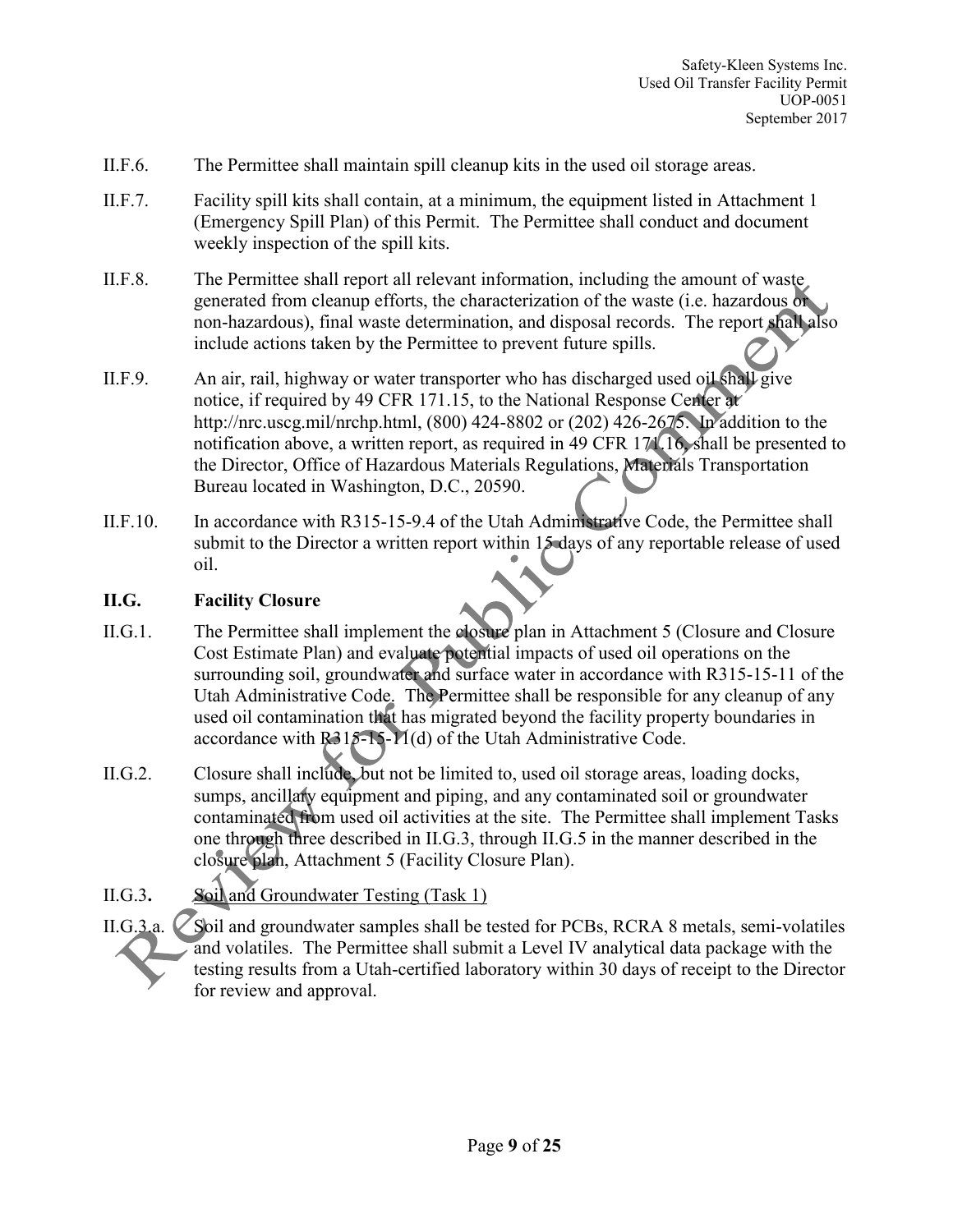II.F.6. The Permittee shall maintain spill cleanup kits in the used oil storage areas.

II.F.7. Facility spill kits shall contain, at a minimum, the equipment listed in Attachment 1 (Emergency Spill Plan) of this Permit. The Permittee shall conduct and document weekly inspection of the spill kits.

II.F.8. The Permittee shall report all relevant information, including the amount of waste generated from cleanup efforts, the characterization of the waste (i.e. hazardous or non-hazardous), final waste determination, and disposal records. The report shall also include actions taken by the Permittee to prevent future spills.

II.F.9. An air, rail, highway or water transporter who has discharged used oil shall give notice, if required by 49 CFR 171.15, to the National Response Center at http://nrc.uscg.mil/nrchp.html, (800) 424-8802 or (202) 426-2675. In addition to the notification above, a written report, as required in 49 CFR 171.16, shall be presented to the Director, Office of Hazardous Materials Regulations, Materials Transportation Bureau located in Washington, D.C., 20590.

II.F.10. In accordance with R315-15-9.4 of the Utah Administrative Code, the Permittee shall submit to the Director a written report within 15 days of any reportable release of used oil.

## II.G. Facility Closure

II.G.1. The Permittee shall implement the closure plan in Attachment 5 (Closure and Closure Cost Estimate Plan) and evaluate potential impacts of used oil operations on the surrounding soil, groundwater and surface water in accordance with R315-15-11 of the Utah Administrative Code. The Permittee shall be responsible for any cleanup of any used oil contamination that has migrated beyond the facility property boundaries in accordance with R315-15-11(d) of the Utah Administrative Code.

II.G.2. Closure shall include, but not be limited to, used oil storage areas, loading docks, sumps, ancillary equipment and piping, and any contaminated soil or groundwater contaminated from used oil activities at the site. The Permittee shall implement Tasks one through three described in II.G.3, through II.G.5 in the manner described in the closure plan, Attachment 5 (Facility Closure Plan).

II.G.3**.** <u>Soil and Groundwater Testing (Task 1)</u>

II.G.3.a. Soil and groundwater samples shall be tested for PCBs, RCRA 8 metals, semi-volatiles and volatiles. The Permittee shall submit a Level IV analytical data package with the testing results from a Utah-certified laboratory within 30 days of receipt to the Director for review and approval.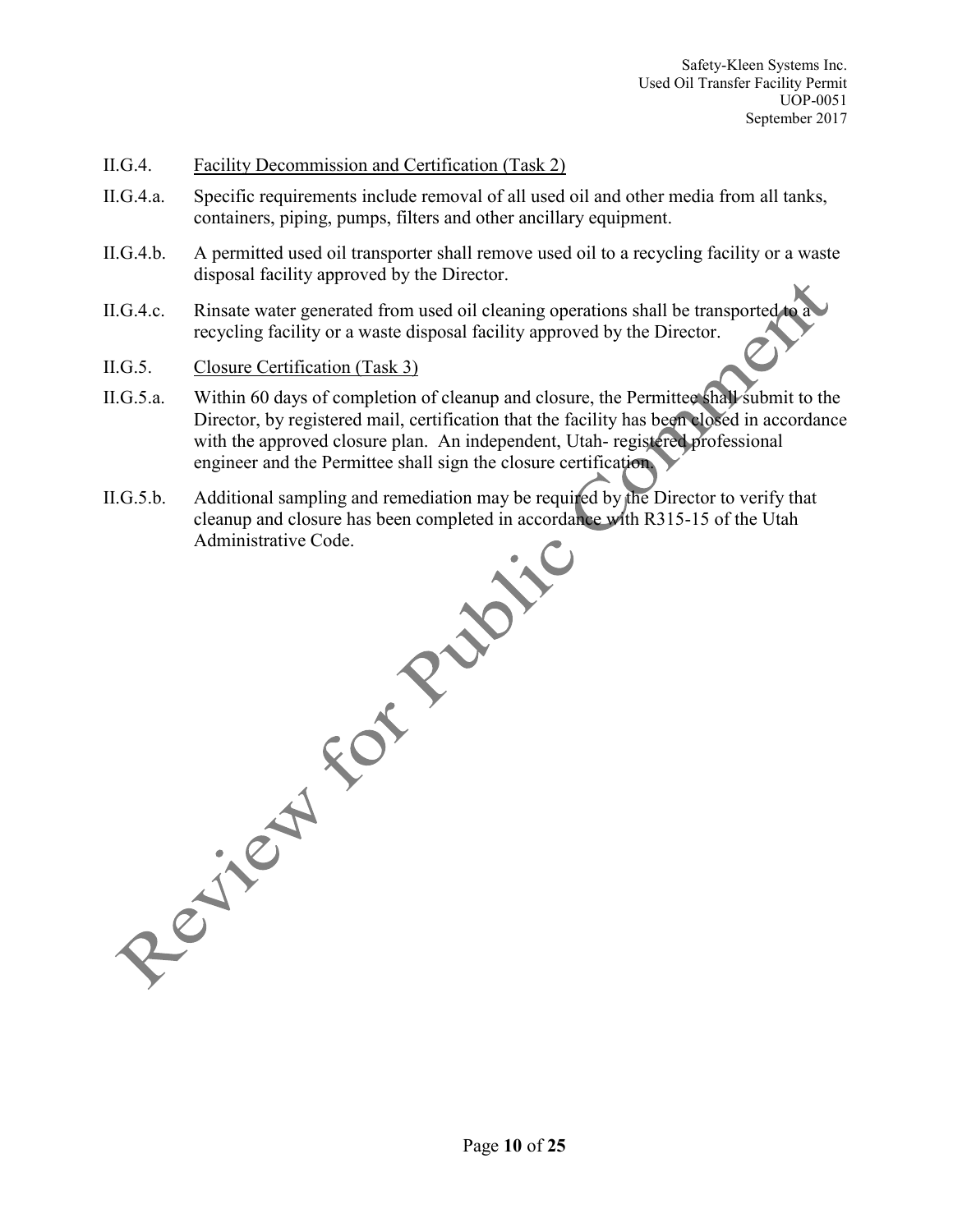II.G.4. Facility Decommission and Certification (Task 2)

II.G.4.a. Specific requirements include removal of all used oil and other media from all tanks, containers, piping, pumps, filters and other ancillary equipment.

II.G.4.b. A permitted used oil transporter shall remove used oil to a recycling facility or a waste disposal facility approved by the Director.

II.G.4.c. Rinsate water generated from used oil cleaning operations shall be transported to a recycling facility or a waste disposal facility approved by the Director.

II.G.5. Closure Certification (Task 3)

II.G.5.a. Within 60 days of completion of cleanup and closure, the Permittee shall submit to the Director, by registered mail, certification that the facility has been closed in accordance with the approved closure plan. An independent, Utah- registered professional engineer and the Permittee shall sign the closure certification.

II.G.5.b. Additional sampling and remediation may be required by the Director to verify that cleanup and closure has been completed in accordance with R315-15 of the Utah Administrative Code.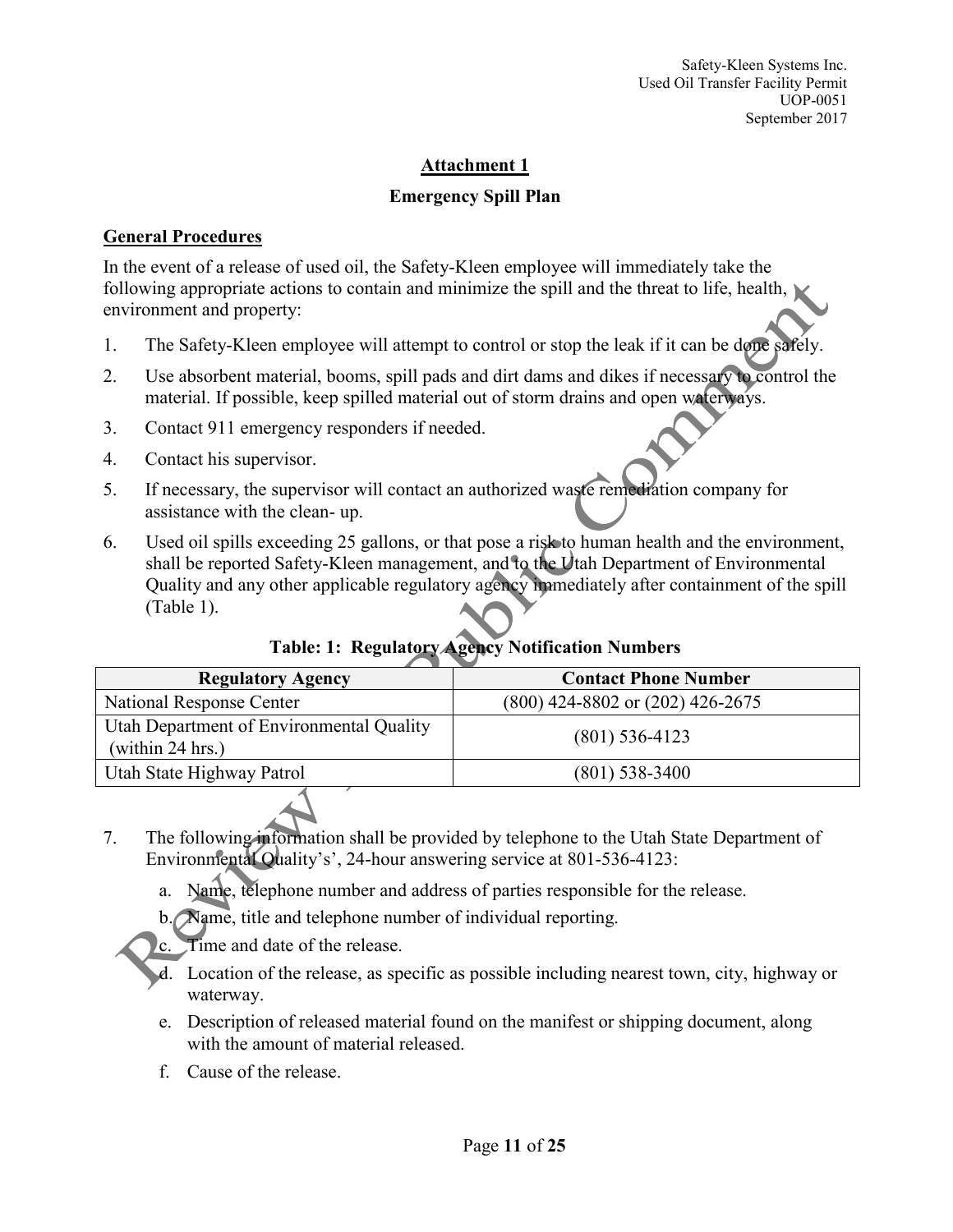## Attachment 1

### Emergency Spill Plan

**General Procedures**

In the event of a release of used oil, the Safety-Kleen employee will immediately take the following appropriate actions to contain and minimize the spill and the threat to life, health, environment and property:

1. The Safety-Kleen employee will attempt to control or stop the leak if it can be done safely.
2. Use absorbent material, booms, spill pads and dirt dams and dikes if necessary to control the material. If possible, keep spilled material out of storm drains and open waterways.
3. Contact 911 emergency responders if needed.
4. Contact his supervisor.
5. If necessary, the supervisor will contact an authorized waste remediation company for assistance with the clean- up.
6. Used oil spills exceeding 25 gallons, or that pose a risk to human health and the environment, shall be reported Safety-Kleen management, and to the Utah Department of Environmental Quality and any other applicable regulatory agency immediately after containment of the spill (Table 1).

**Table: 1: Regulatory Agency Notification Numbers**

| Regulatory Agency | Contact Phone Number |
|---|---|
| National Response Center | (800) 424-8802 or (202) 426-2675 |
| Utah Department of Environmental Quality (within 24 hrs.) | (801) 536-4123 |
| Utah State Highway Patrol | (801) 538-3400 |

7. The following information shall be provided by telephone to the Utah State Department of Environmental Quality's', 24-hour answering service at 801-536-4123:
   a. Name, telephone number and address of parties responsible for the release.
   b. Name, title and telephone number of individual reporting.
   c. Time and date of the release.
   d. Location of the release, as specific as possible including nearest town, city, highway or waterway.
   e. Description of released material found on the manifest or shipping document, along with the amount of material released.
   f. Cause of the release.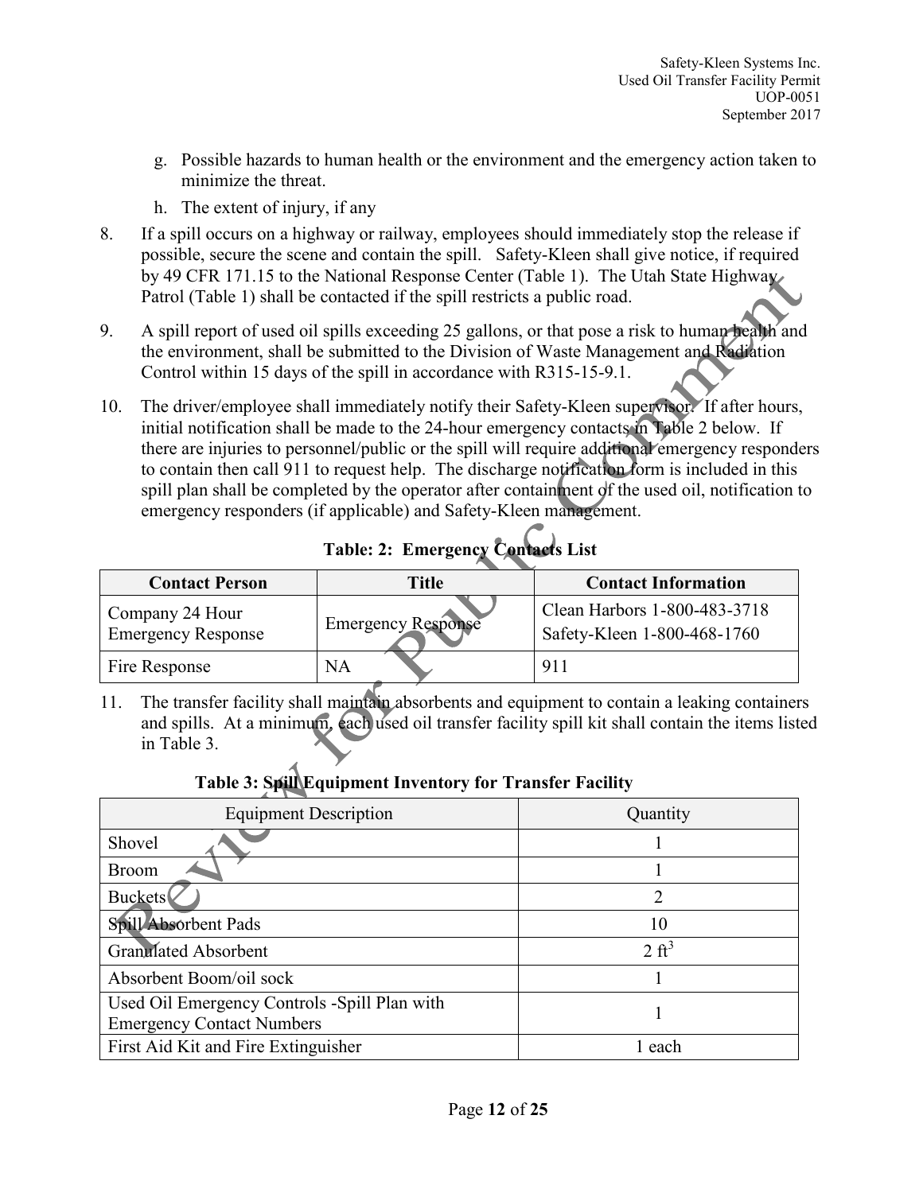g. Possible hazards to human health or the environment and the emergency action taken to minimize the threat.

h. The extent of injury, if any

8. If a spill occurs on a highway or railway, employees should immediately stop the release if possible, secure the scene and contain the spill. Safety-Kleen shall give notice, if required by 49 CFR 171.15 to the National Response Center (Table 1). The Utah State Highway Patrol (Table 1) shall be contacted if the spill restricts a public road.

9. A spill report of used oil spills exceeding 25 gallons, or that pose a risk to human health and the environment, shall be submitted to the Division of Waste Management and Radiation Control within 15 days of the spill in accordance with R315-15-9.1.

10. The driver/employee shall immediately notify their Safety-Kleen supervisor. If after hours, initial notification shall be made to the 24-hour emergency contacts in Table 2 below. If there are injuries to personnel/public or the spill will require additional emergency responders to contain then call 911 to request help. The discharge notification form is included in this spill plan shall be completed by the operator after containment of the used oil, notification to emergency responders (if applicable) and Safety-Kleen management.

**Table: 2: Emergency Contacts List**

| Contact Person | Title | Contact Information |
|---|---|---|
| Company 24 Hour Emergency Response | Emergency Response | Clean Harbors 1-800-483-3718<br>Safety-Kleen 1-800-468-1760 |
| Fire Response | NA | 911 |

11. The transfer facility shall maintain absorbents and equipment to contain a leaking containers and spills. At a minimum, each used oil transfer facility spill kit shall contain the items listed in Table 3.

**Table 3: Spill Equipment Inventory for Transfer Facility**

| Equipment Description | Quantity |
|---|---|
| Shovel | 1 |
| Broom | 1 |
| Buckets | 2 |
| Spill Absorbent Pads | 10 |
| Granulated Absorbent | 2 $ft^3$ |
| Absorbent Boom/oil sock | 1 |
| Used Oil Emergency Controls -Spill Plan with Emergency Contact Numbers | 1 |
| First Aid Kit and Fire Extinguisher | 1 each |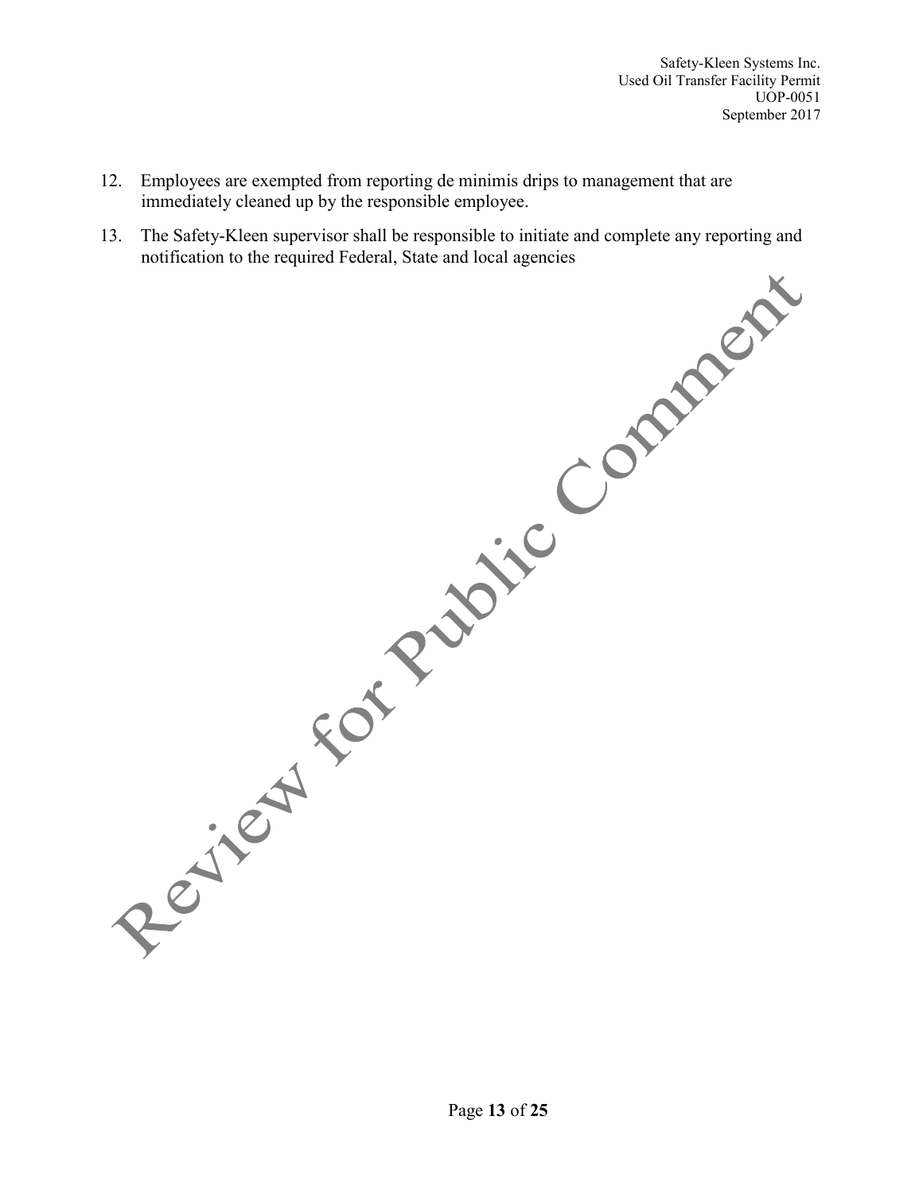12. Employees are exempted from reporting de minimis drips to management that are immediately cleaned up by the responsible employee.
13. The Safety-Kleen supervisor shall be responsible to initiate and complete any reporting and notification to the required Federal, State and local agencies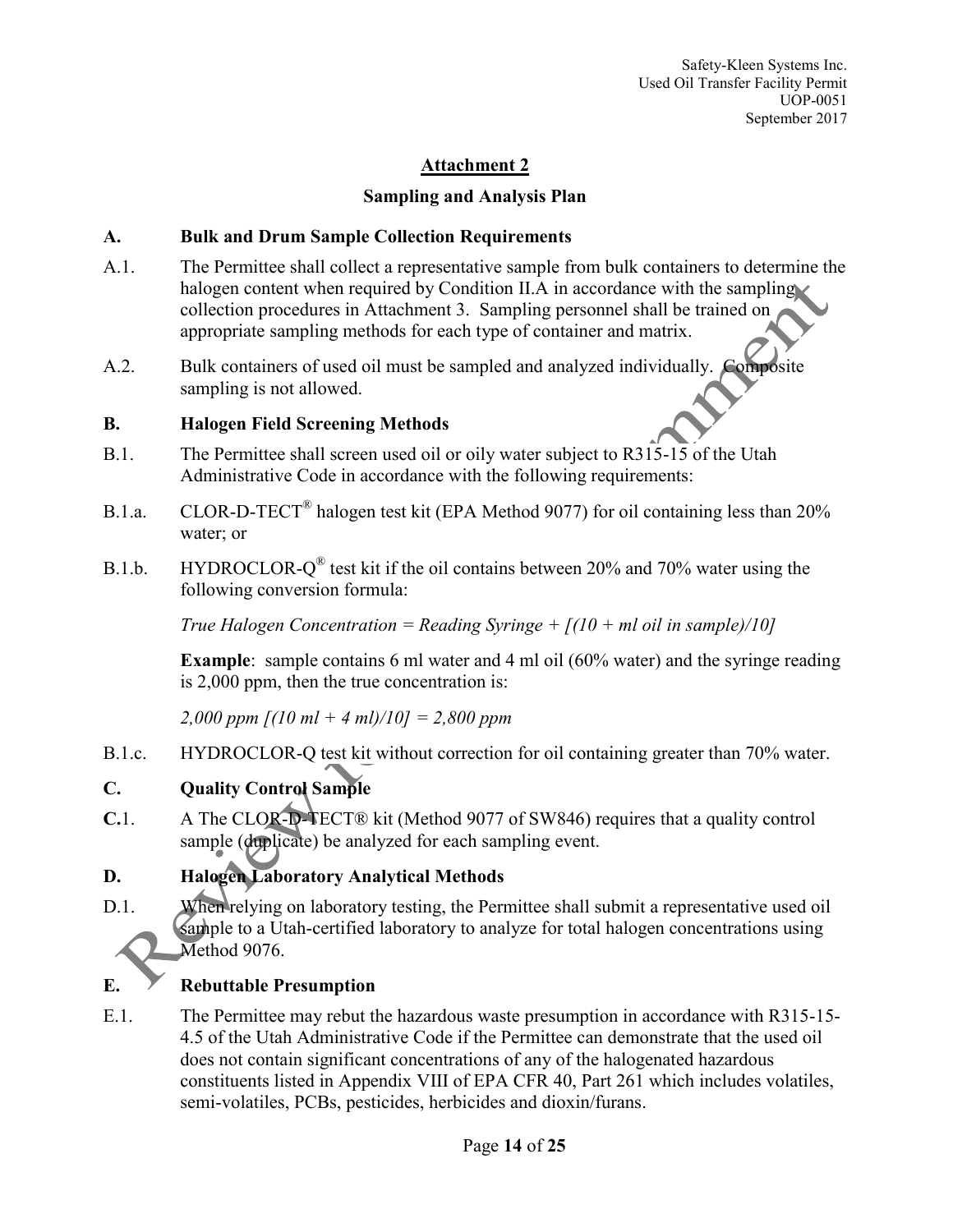## Attachment 2

### Sampling and Analysis Plan

**A. Bulk and Drum Sample Collection Requirements**

A.1. The Permittee shall collect a representative sample from bulk containers to determine the halogen content when required by Condition II.A in accordance with the sampling collection procedures in Attachment 3. Sampling personnel shall be trained on appropriate sampling methods for each type of container and matrix.

A.2. Bulk containers of used oil must be sampled and analyzed individually. Composite sampling is not allowed.

**B. Halogen Field Screening Methods**

B.1. The Permittee shall screen used oil or oily water subject to R315-15 of the Utah Administrative Code in accordance with the following requirements:

B.1.a. CLOR-D-TECT® halogen test kit (EPA Method 9077) for oil containing less than 20% water; or

B.1.b. HYDROCLOR-Q® test kit if the oil contains between 20% and 70% water using the following conversion formula:

*True Halogen Concentration = Reading Syringe + [(10 + ml oil in sample)/10]*

**Example**: sample contains 6 ml water and 4 ml oil (60% water) and the syringe reading is 2,000 ppm, then the true concentration is:

*2,000 ppm [(10 ml + 4 ml)/10] = 2,800 ppm*

B.1.c. HYDROCLOR-Q test kit without correction for oil containing greater than 70% water.

**C. Quality Control Sample**

**C.**1. A The CLOR-D-TECT® kit (Method 9077 of SW846) requires that a quality control sample (duplicate) be analyzed for each sampling event.

**D. Halogen Laboratory Analytical Methods**

D.1. When relying on laboratory testing, the Permittee shall submit a representative used oil sample to a Utah-certified laboratory to analyze for total halogen concentrations using Method 9076.

**E. Rebuttable Presumption**

E.1. The Permittee may rebut the hazardous waste presumption in accordance with R315-15-4.5 of the Utah Administrative Code if the Permittee can demonstrate that the used oil does not contain significant concentrations of any of the halogenated hazardous constituents listed in Appendix VIII of EPA CFR 40, Part 261 which includes volatiles, semi-volatiles, PCBs, pesticides, herbicides and dioxin/furans.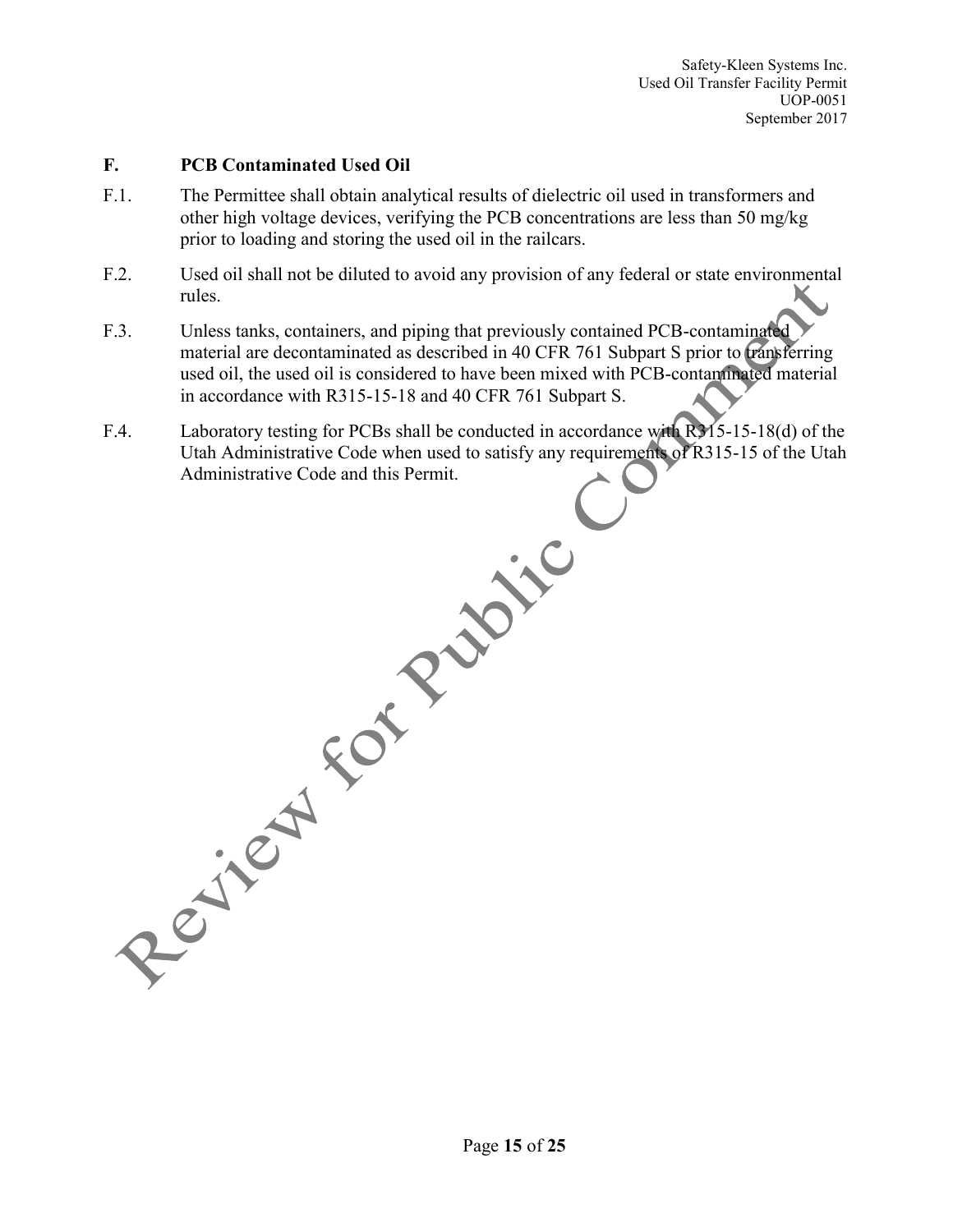## F. PCB Contaminated Used Oil

F.1. The Permittee shall obtain analytical results of dielectric oil used in transformers and other high voltage devices, verifying the PCB concentrations are less than 50 mg/kg prior to loading and storing the used oil in the railcars.

F.2. Used oil shall not be diluted to avoid any provision of any federal or state environmental rules.

F.3. Unless tanks, containers, and piping that previously contained PCB-contaminated material are decontaminated as described in 40 CFR 761 Subpart S prior to transferring used oil, the used oil is considered to have been mixed with PCB-contaminated material in accordance with R315-15-18 and 40 CFR 761 Subpart S.

F.4. Laboratory testing for PCBs shall be conducted in accordance with R315-15-18(d) of the Utah Administrative Code when used to satisfy any requirements of R315-15 of the Utah Administrative Code and this Permit.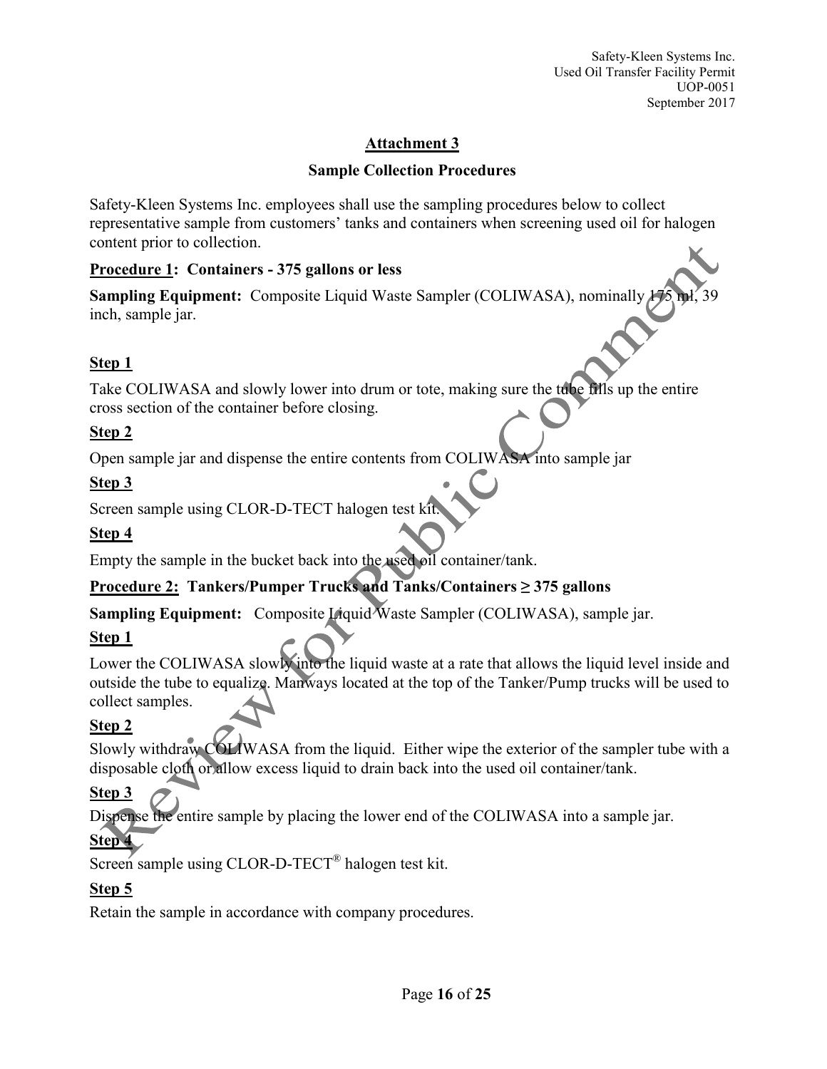## Attachment 3

### Sample Collection Procedures

Safety-Kleen Systems Inc. employees shall use the sampling procedures below to collect representative sample from customers' tanks and containers when screening used oil for halogen content prior to collection.

**Procedure 1: Containers - 375 gallons or less**

**Sampling Equipment:** Composite Liquid Waste Sampler (COLIWASA), nominally 175 ml, 39 inch, sample jar.

**Step 1**

Take COLIWASA and slowly lower into drum or tote, making sure the tube fills up the entire cross section of the container before closing.

**Step 2**

Open sample jar and dispense the entire contents from COLIWASA into sample jar

**Step 3**

Screen sample using CLOR-D-TECT halogen test kit.

**Step 4**

Empty the sample in the bucket back into the used oil container/tank.

**Procedure 2: Tankers/Pumper Trucks and Tanks/Containers ≥ 375 gallons**

**Sampling Equipment:** Composite Liquid Waste Sampler (COLIWASA), sample jar.

**Step 1**

Lower the COLIWASA slowly into the liquid waste at a rate that allows the liquid level inside and outside the tube to equalize. Manways located at the top of the Tanker/Pump trucks will be used to collect samples.

**Step 2**

Slowly withdraw COLIWASA from the liquid. Either wipe the exterior of the sampler tube with a disposable cloth or allow excess liquid to drain back into the used oil container/tank.

**Step 3**

Dispense the entire sample by placing the lower end of the COLIWASA into a sample jar.

**Step 4**

Screen sample using CLOR-D-TECT® halogen test kit.

**Step 5**

Retain the sample in accordance with company procedures.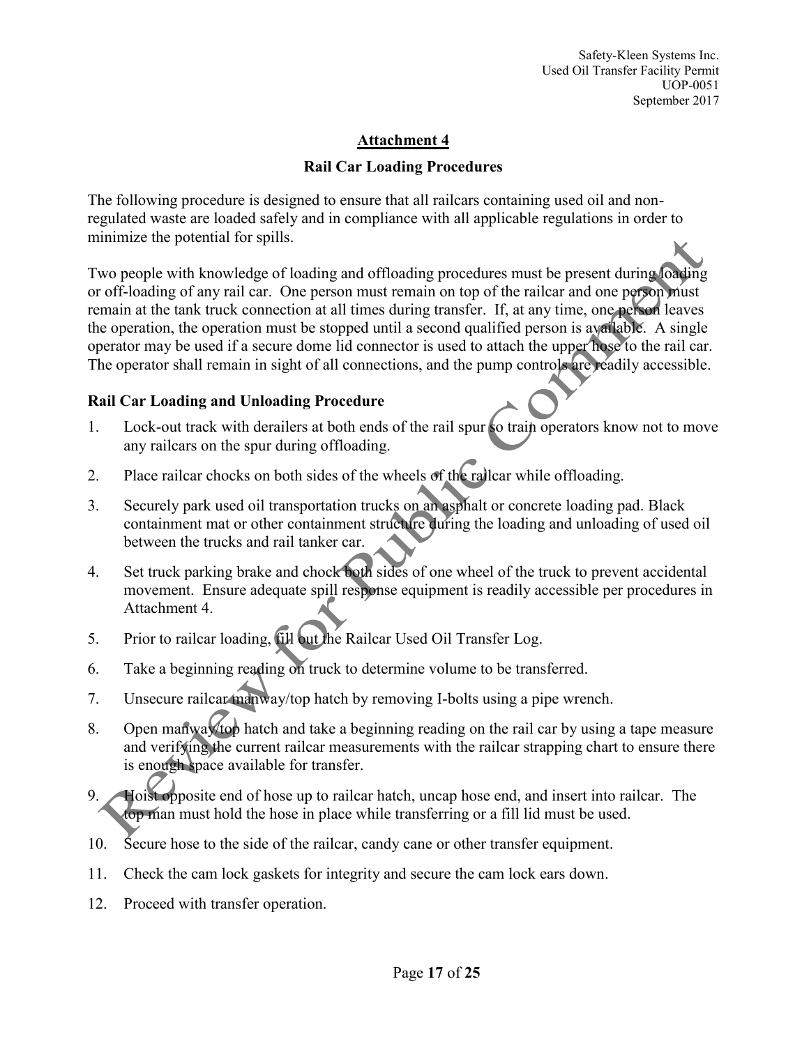## Attachment 4

### Rail Car Loading Procedures

The following procedure is designed to ensure that all railcars containing used oil and non-regulated waste are loaded safely and in compliance with all applicable regulations in order to minimize the potential for spills.

Two people with knowledge of loading and offloading procedures must be present during loading or off-loading of any rail car. One person must remain on top of the railcar and one person must remain at the tank truck connection at all times during transfer. If, at any time, one person leaves the operation, the operation must be stopped until a second qualified person is available. A single operator may be used if a secure dome lid connector is used to attach the upper hose to the rail car. The operator shall remain in sight of all connections, and the pump controls are readily accessible.

### Rail Car Loading and Unloading Procedure

1. Lock-out track with derailers at both ends of the rail spur so train operators know not to move any railcars on the spur during offloading.
2. Place railcar chocks on both sides of the wheels of the railcar while offloading.
3. Securely park used oil transportation trucks on an asphalt or concrete loading pad. Black containment mat or other containment structure during the loading and unloading of used oil between the trucks and rail tanker car.
4. Set truck parking brake and chock both sides of one wheel of the truck to prevent accidental movement. Ensure adequate spill response equipment is readily accessible per procedures in Attachment 4.
5. Prior to railcar loading, fill out the Railcar Used Oil Transfer Log.
6. Take a beginning reading on truck to determine volume to be transferred.
7. Unsecure railcar manway/top hatch by removing I-bolts using a pipe wrench.
8. Open manway/top hatch and take a beginning reading on the rail car by using a tape measure and verifying the current railcar measurements with the railcar strapping chart to ensure there is enough space available for transfer.
9. Hoist opposite end of hose up to railcar hatch, uncap hose end, and insert into railcar. The top man must hold the hose in place while transferring or a fill lid must be used.
10. Secure hose to the side of the railcar, candy cane or other transfer equipment.
11. Check the cam lock gaskets for integrity and secure the cam lock ears down.
12. Proceed with transfer operation.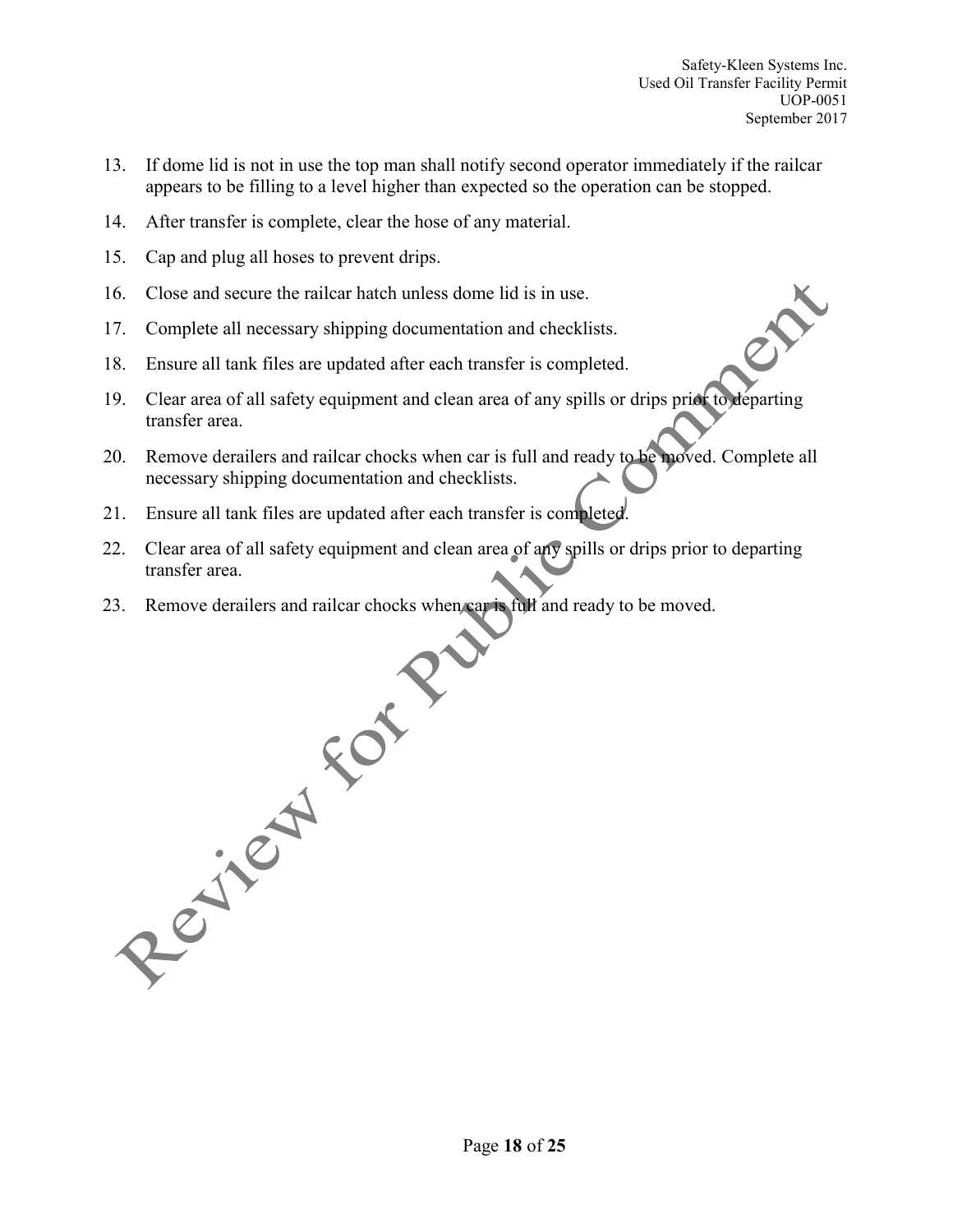13. If dome lid is not in use the top man shall notify second operator immediately if the railcar appears to be filling to a level higher than expected so the operation can be stopped.
14. After transfer is complete, clear the hose of any material.
15. Cap and plug all hoses to prevent drips.
16. Close and secure the railcar hatch unless dome lid is in use.
17. Complete all necessary shipping documentation and checklists.
18. Ensure all tank files are updated after each transfer is completed.
19. Clear area of all safety equipment and clean area of any spills or drips prior to departing transfer area.
20. Remove derailers and railcar chocks when car is full and ready to be moved. Complete all necessary shipping documentation and checklists.
21. Ensure all tank files are updated after each transfer is completed.
22. Clear area of all safety equipment and clean area of any spills or drips prior to departing transfer area.
23. Remove derailers and railcar chocks when car is full and ready to be moved.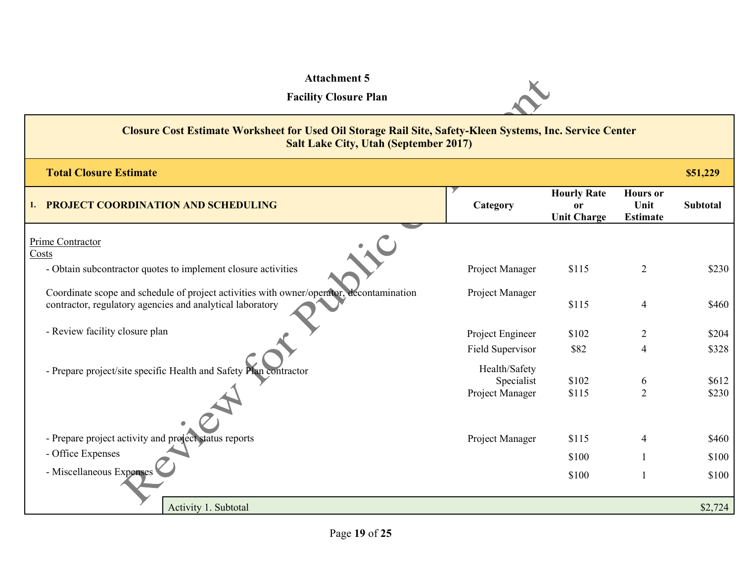**Attachment 5**

**Facility Closure Plan**

| **Closure Cost Estimate Worksheet for Used Oil Storage Rail Site, Safety-Kleen Systems, Inc. Service Center Salt Lake City, Utah (September 2017)** | | | | |
|---|---|---|---|---|
| **Total Closure Estimate** | | | | **$51,229** |
| **1. PROJECT COORDINATION AND SCHEDULING** | **Category** | **Hourly Rate or Unit Charge** | **Hours or Unit Estimate** | **Subtotal** |
| Prime Contractor Costs | | | | |
| - Obtain subcontractor quotes to implement closure activities | Project Manager | $115 | 2 | $230 |
| Coordinate scope and schedule of project activities with owner/operator, decontamination contractor, regulatory agencies and analytical laboratory | Project Manager | $115 | 4 | $460 |
| - Review facility closure plan | Project Engineer | $102 | 2 | $204 |
| | Field Supervisor | $82 | 4 | $328 |
| - Prepare project/site specific Health and Safety Plan contractor | Health/Safety Specialist | $102 | 6 | $612 |
| | Project Manager | $115 | 2 | $230 |
| - Prepare project activity and project status reports | Project Manager | $115 | 4 | $460 |
| - Office Expenses | | $100 | 1 | $100 |
| - Miscellaneous Expenses | | $100 | 1 | $100 |
| Activity 1. Subtotal | | | | $2,724 |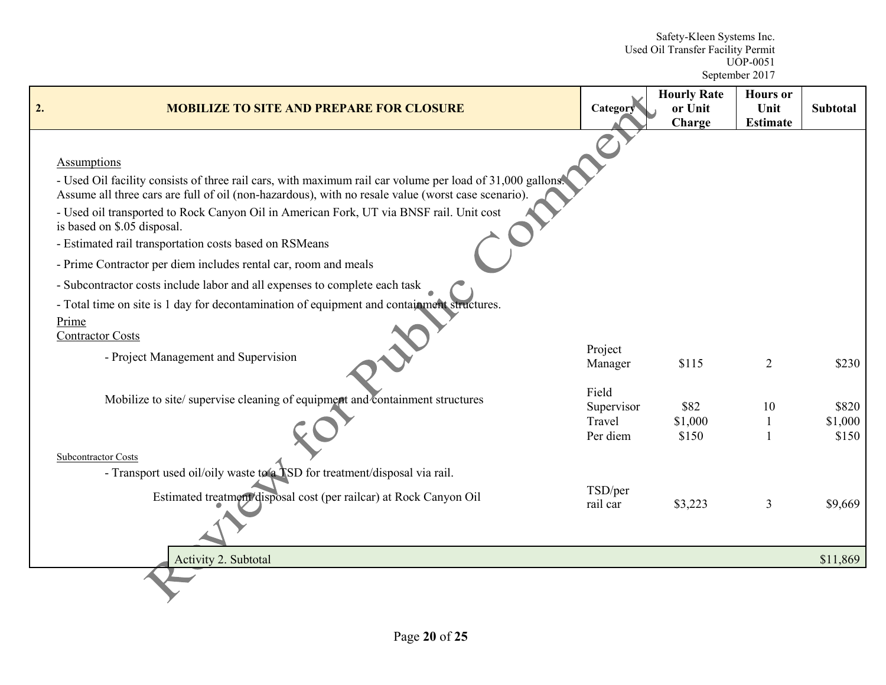| 2. MOBILIZE TO SITE AND PREPARE FOR CLOSURE | Category | Hourly Rate or Unit Charge | Hours or Unit Estimate | Subtotal |
|---|---|---|---|---|
| Assumptions | | | | |
| - Used Oil facility consists of three rail cars, with maximum rail car volume per load of 31,000 gallons. Assume all three cars are full of oil (non-hazardous), with no resale value (worst case scenario). | | | | |
| - Used oil transported to Rock Canyon Oil in American Fork, UT via BNSF rail. Unit cost is based on $.05 disposal. | | | | |
| - Estimated rail transportation costs based on RSMeans | | | | |
| - Prime Contractor per diem includes rental car, room and meals | | | | |
| - Subcontractor costs include labor and all expenses to complete each task | | | | |
| - Total time on site is 1 day for decontamination of equipment and containment structures. | | | | |
| Prime Contractor Costs | | | | |
| - Project Management and Supervision | Project Manager | $115 | 2 | $230 |
| Mobilize to site/ supervise cleaning of equipment and containment structures | Field Supervisor | $82 | 10 | $820 |
| | Travel | $1,000 | 1 | $1,000 |
| | Per diem | $150 | 1 | $150 |
| Subcontractor Costs | | | | |
| - Transport used oil/oily waste to a TSD for treatment/disposal via rail. | | | | |
| Estimated treatment/disposal cost (per railcar) at Rock Canyon Oil | TSD/per rail car | $3,223 | 3 | $9,669 |
| Activity 2. Subtotal | | | | $11,869 |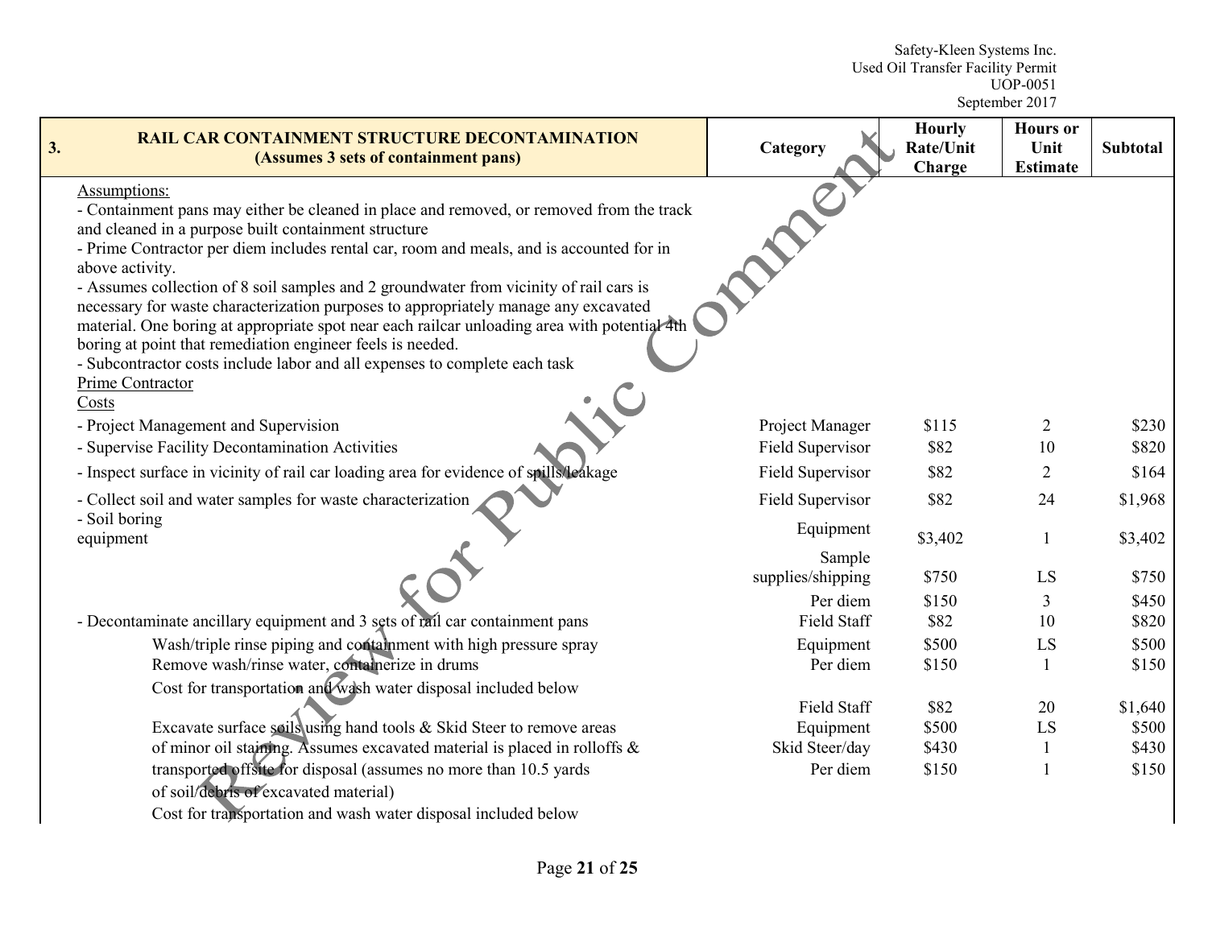| 3. RAIL CAR CONTAINMENT STRUCTURE DECONTAMINATION (Assumes 3 sets of containment pans) | Category | Hourly Rate/Unit Charge | Hours or Unit Estimate | Subtotal |
|---|---|---|---|---|
| Assumptions:<br>- Containment pans may either be cleaned in place and removed, or removed from the track and cleaned in a purpose built containment structure<br>- Prime Contractor per diem includes rental car, room and meals, and is accounted for in above activity.<br>- Assumes collection of 8 soil samples and 2 groundwater from vicinity of rail cars is necessary for waste characterization purposes to appropriately manage any excavated material. One boring at appropriate spot near each railcar unloading area with potential 4th boring at point that remediation engineer feels is needed.<br>- Subcontractor costs include labor and all expenses to complete each task | | | | |
| Prime Contractor | | | | |
| Costs | | | | |
| - Project Management and Supervision | Project Manager | $115 | 2 | $230 |
| - Supervise Facility Decontamination Activities | Field Supervisor | $82 | 10 | $820 |
| - Inspect surface in vicinity of rail car loading area for evidence of spills/leakage | Field Supervisor | $82 | 2 | $164 |
| - Collect soil and water samples for waste characterization | Field Supervisor | $82 | 24 | $1,968 |
| - Soil boring equipment | Equipment | $3,402 | 1 | $3,402 |
| | Sample supplies/shipping | $750 | LS | $750 |
| | Per diem | $150 | 3 | $450 |
| - Decontaminate ancillary equipment and 3 sets of rail car containment pans | Field Staff | $82 | 10 | $820 |
| Wash/triple rinse piping and containment with high pressure spray | Equipment | $500 | LS | $500 |
| Remove wash/rinse water, containerize in drums | Per diem | $150 | 1 | $150 |
| Cost for transportation and wash water disposal included below | | | | |
| | Field Staff | $82 | 20 | $1,640 |
| Excavate surface soils using hand tools & Skid Steer to remove areas of minor oil staining. Assumes excavated material is placed in rolloffs & transported offsite for disposal (assumes no more than 10.5 yards of soil/debris of excavated material) | Equipment | $500 | LS | $500 |
| | Skid Steer/day | $430 | 1 | $430 |
| | Per diem | $150 | 1 | $150 |
| Cost for transportation and wash water disposal included below | | | | |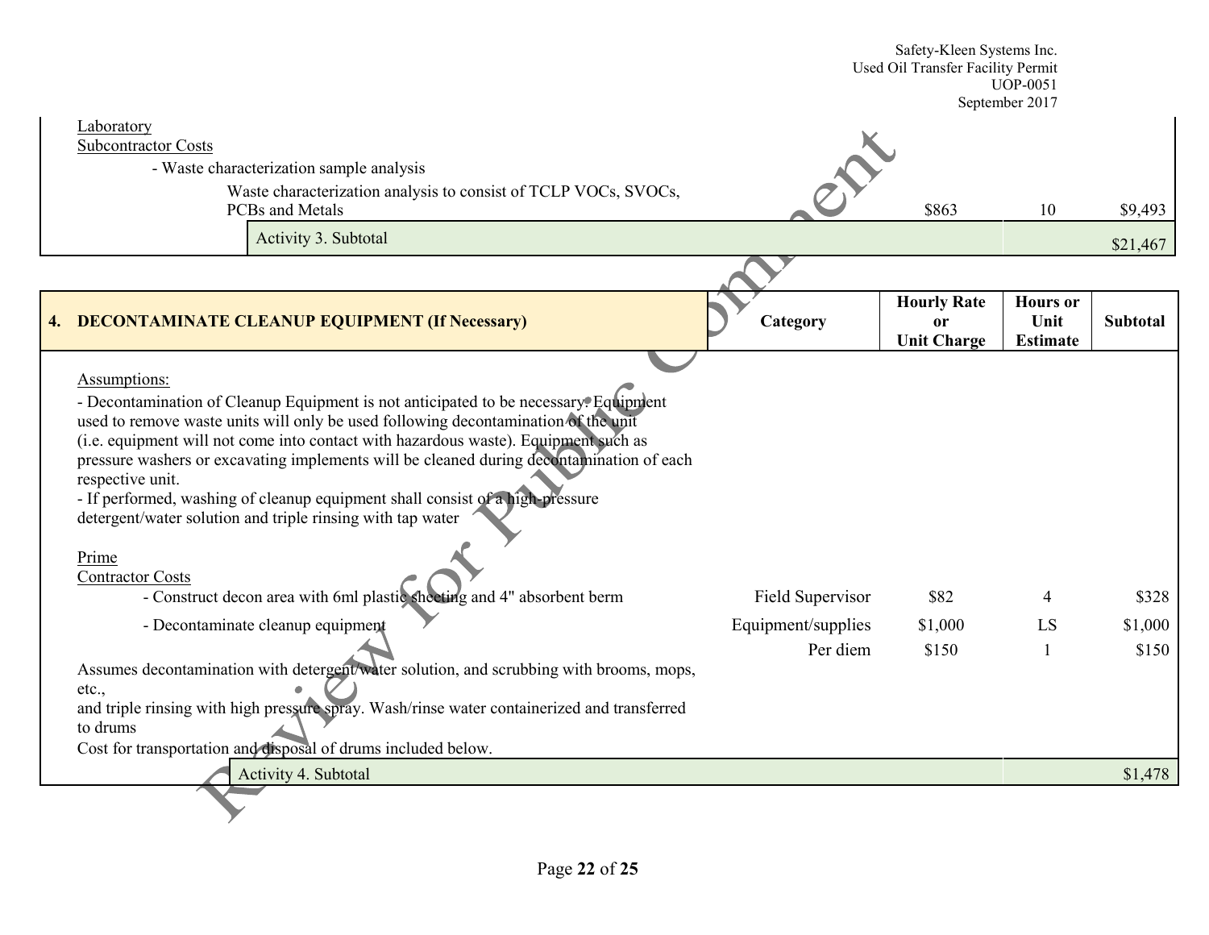| | | | | |
|---|---|---|---|---|
| Laboratory<br>Subcontractor Costs | | | | |
| - Waste characterization sample analysis | | | | |
| Waste characterization analysis to consist of TCLP VOCs, SVOCs, PCBs and Metals | | $863 | 10 | $9,493 |
| Activity 3. Subtotal | | | | $21,467 |

| 4. DECONTAMINATE CLEANUP EQUIPMENT (If Necessary) | Category | Hourly Rate or Unit Charge | Hours or Unit Estimate | Subtotal |
|---|---|---|---|---|
| Assumptions:<br>- Decontamination of Cleanup Equipment is not anticipated to be necessary. Equipment used to remove waste units will only be used following decontamination of the unit (i.e. equipment will not come into contact with hazardous waste). Equipment such as pressure washers or excavating implements will be cleaned during decontamination of each respective unit.<br>- If performed, washing of cleanup equipment shall consist of a high-pressure detergent/water solution and triple rinsing with tap water | | | | |
| Prime<br>Contractor Costs | | | | |
| - Construct decon area with 6ml plastic sheeting and 4" absorbent berm | Field Supervisor | $82 | 4 | $328 |
| - Decontaminate cleanup equipment | Equipment/supplies | $1,000 | LS | $1,000 |
| | Per diem | $150 | 1 | $150 |
| Assumes decontamination with detergent/water solution, and scrubbing with brooms, mops, etc.,<br>and triple rinsing with high pressure spray. Wash/rinse water containerized and transferred to drums<br>Cost for transportation and disposal of drums included below. | | | | |
| Activity 4. Subtotal | | | | $1,478 |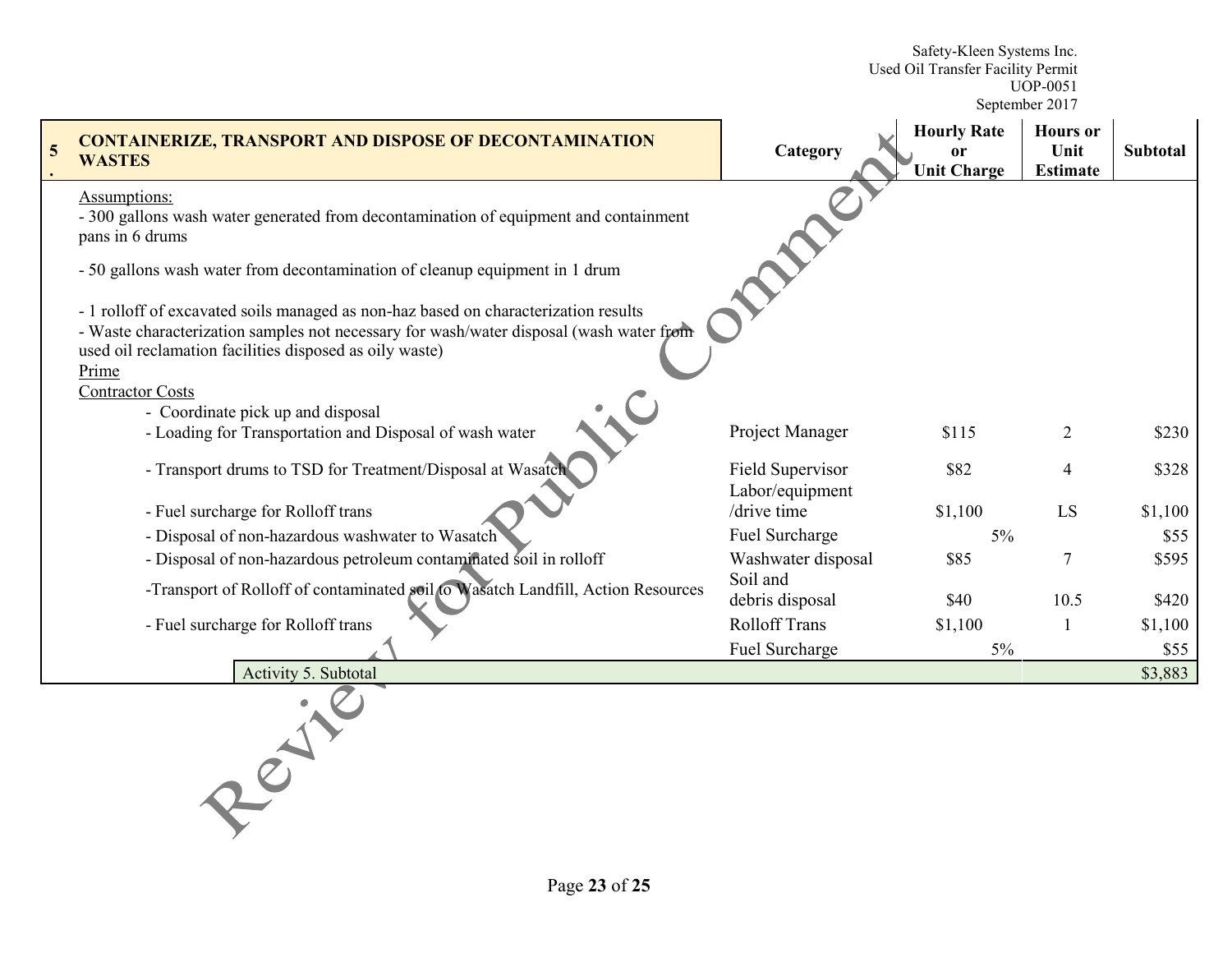| 5. | CONTAINERIZE, TRANSPORT AND DISPOSE OF DECONTAMINATION WASTES | Category | Hourly Rate or Unit Charge | Hours or Unit Estimate | Subtotal |
|---|---|---|---|---|---|
| | Assumptions:<br>- 300 gallons wash water generated from decontamination of equipment and containment pans in 6 drums<br>- 50 gallons wash water from decontamination of cleanup equipment in 1 drum<br>- 1 rolloff of excavated soils managed as non-haz based on characterization results<br>- Waste characterization samples not necessary for wash/water disposal (wash water from used oil reclamation facilities disposed as oily waste)<br>Prime<br>Contractor Costs | | | | |
| | - Coordinate pick up and disposal<br>- Loading for Transportation and Disposal of wash water | Project Manager | $115 | 2 | $230 |
| | - Transport drums to TSD for Treatment/Disposal at Wasatch | Field Supervisor | $82 | 4 | $328 |
| | - Fuel surcharge for Rolloff trans | Labor/equipment /drive time | $1,100 | LS | $1,100 |
| | - Disposal of non-hazardous washwater to Wasatch | Fuel Surcharge | 5% | | $55 |
| | - Disposal of non-hazardous petroleum contaminated soil in rolloff | Washwater disposal | $85 | 7 | $595 |
| | -Transport of Rolloff of contaminated soil to Wasatch Landfill, Action Resources | Soil and debris disposal | $40 | 10.5 | $420 |
| | - Fuel surcharge for Rolloff trans | Rolloff Trans | $1,100 | 1 | $1,100 |
| | | Fuel Surcharge | 5% | | $55 |
| | Activity 5. Subtotal | | | | $3,883 |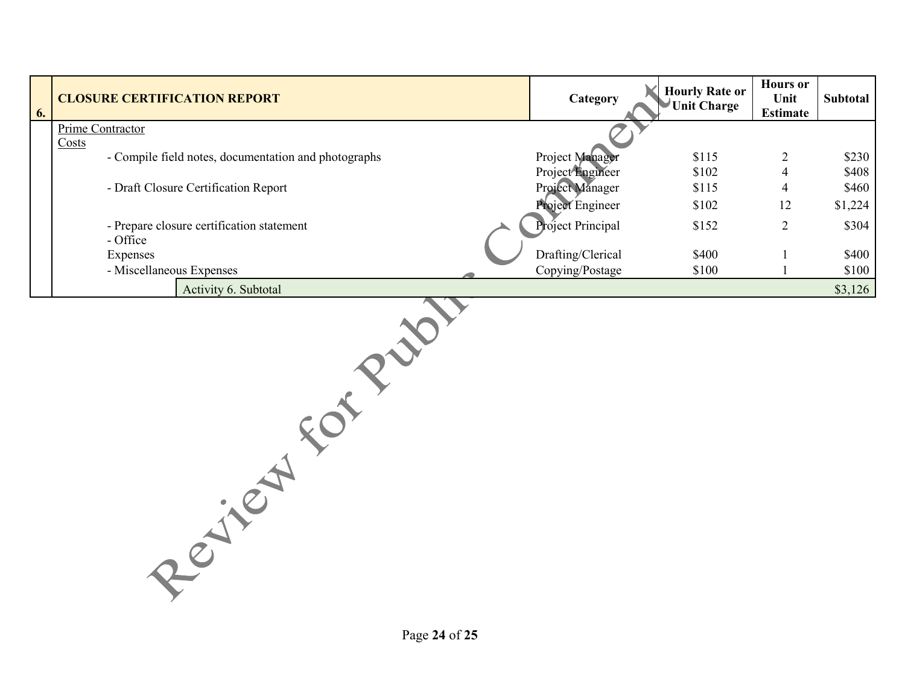| 6. | CLOSURE CERTIFICATION REPORT | Category | Hourly Rate or Unit Charge | Hours or Unit Estimate | Subtotal |
|---|---|---|---|---|---|
| | Prime Contractor Costs | | | | |
| | - Compile field notes, documentation and photographs | Project Manager | $115 | 2 | $230 |
| | | Project Engineer | $102 | 4 | $408 |
| | - Draft Closure Certification Report | Project Manager | $115 | 4 | $460 |
| | | Project Engineer | $102 | 12 | $1,224 |
| | - Prepare closure certification statement | Project Principal | $152 | 2 | $304 |
| | - Office Expenses | Drafting/Clerical | $400 | 1 | $400 |
| | - Miscellaneous Expenses | Copying/Postage | $100 | 1 | $100 |
| | Activity 6. Subtotal | | | | $3,126 |

Review for Public Comment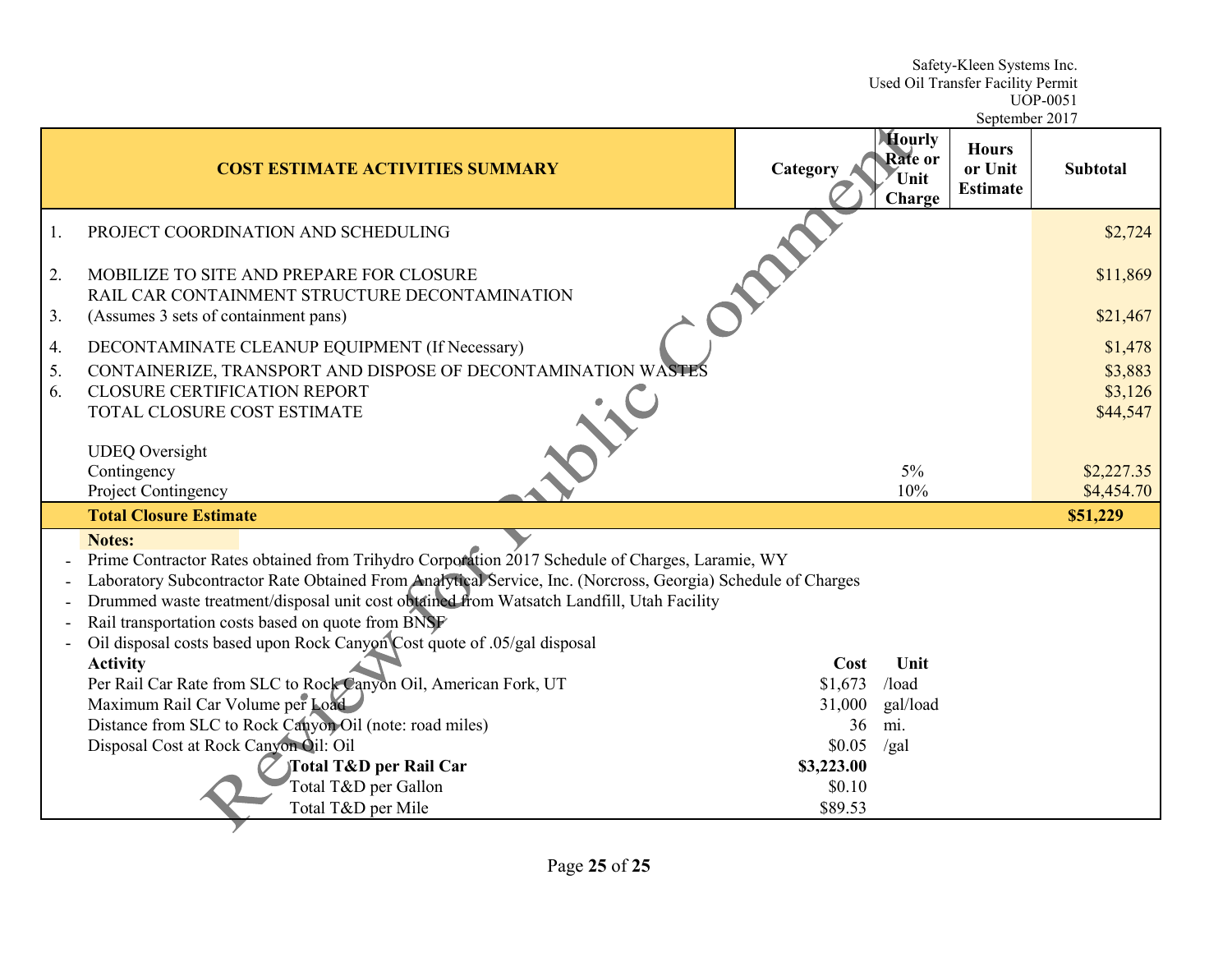| COST ESTIMATE ACTIVITIES SUMMARY | | Category | Hourly Rate or Unit Charge | Hours or Unit Estimate | Subtotal |
|---|---|---|---|---|---|
| 1. | PROJECT COORDINATION AND SCHEDULING | | | | $2,724 |
| 2. | MOBILIZE TO SITE AND PREPARE FOR CLOSURE | | | | $11,869 |
| 3. | RAIL CAR CONTAINMENT STRUCTURE DECONTAMINATION (Assumes 3 sets of containment pans) | | | | $21,467 |
| 4. | DECONTAMINATE CLEANUP EQUIPMENT (If Necessary) | | | | $1,478 |
| 5. | CONTAINERIZE, TRANSPORT AND DISPOSE OF DECONTAMINATION WASTES | | | | $3,883 |
| 6. | CLOSURE CERTIFICATION REPORT | | | | $3,126 |
| | TOTAL CLOSURE COST ESTIMATE | | | | $44,547 |
| | UDEQ Oversight | | | | |
| | Contingency | | 5% | | $2,227.35 |
| | Project Contingency | | 10% | | $4,454.70 |
| | **Total Closure Estimate** | | | | **$51,229** |

**Notes:**

- Prime Contractor Rates obtained from Trihydro Corporation 2017 Schedule of Charges, Laramie, WY
- Laboratory Subcontractor Rate Obtained From Analytical Service, Inc. (Norcross, Georgia) Schedule of Charges
- Drummed waste treatment/disposal unit cost obtained from Watsatch Landfill, Utah Facility
- Rail transportation costs based on quote from BNSF
- Oil disposal costs based upon Rock Canyon Cost quote of .05/gal disposal

| **Activity** | **Cost** | **Unit** |
|---|---|---|
| Per Rail Car Rate from SLC to Rock Canyon Oil, American Fork, UT | $1,673 | /load |
| Maximum Rail Car Volume per Load | 31,000 | gal/load |
| Distance from SLC to Rock Canyon Oil (note: road miles) | 36 | mi. |
| Disposal Cost at Rock Canyon Oil: Oil | $0.05 | /gal |
| **Total T&D per Rail Car** | **$3,223.00** | |
| Total T&D per Gallon | $0.10 | |
| Total T&D per Mile | $89.53 | |